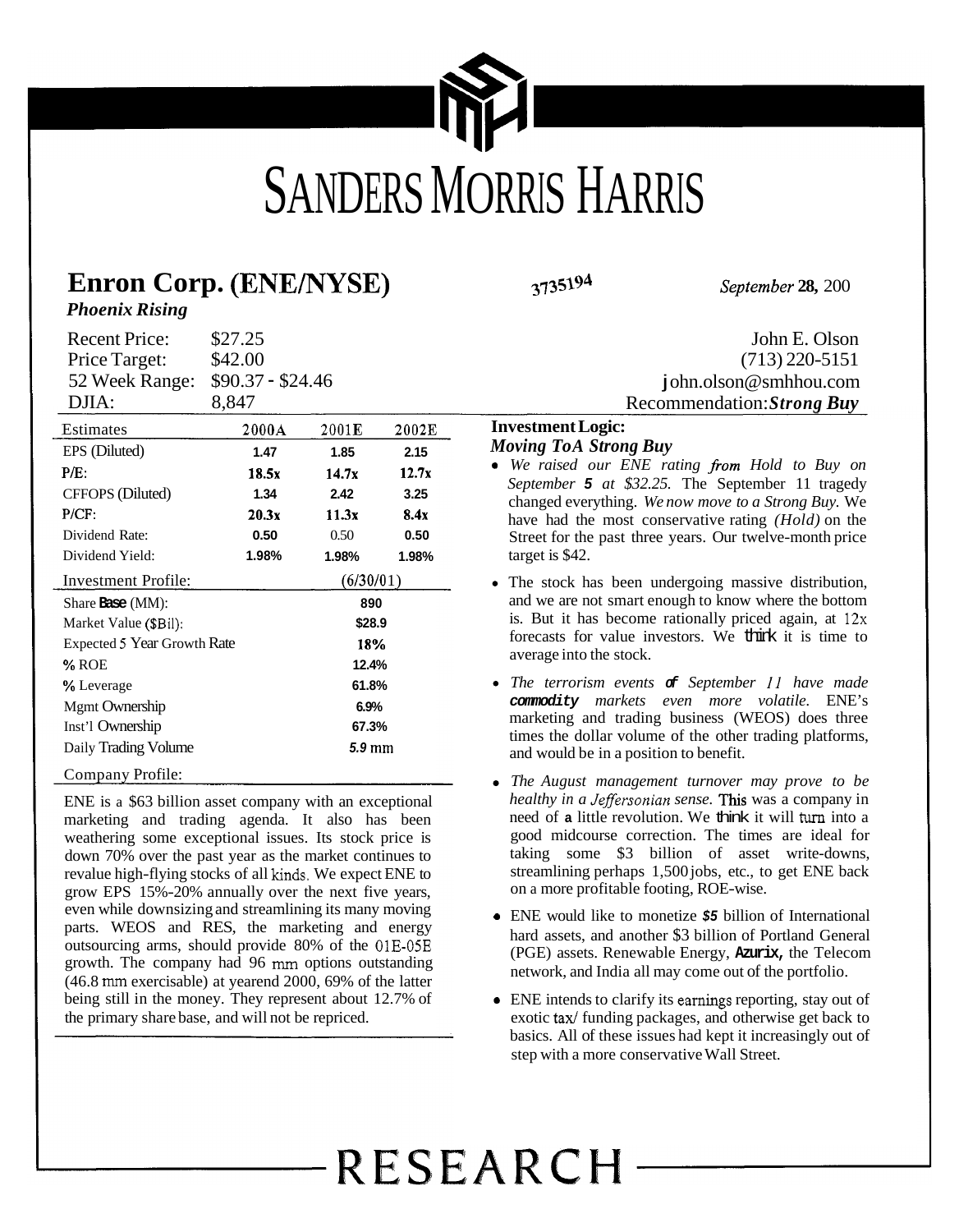# SANDERS MORRIS HARRIS

## Enron Corp. (ENE/NYSE)

3735194

September 28, 200

*Phoenix Rising*

| | |
|---|---|
| Recent Price: | $27.25 |
| Price Target: | $42.00 |
| 52 Week Range: | $90.37 - $24.46 |
| DJIA: | 8,847 |

John E. Olson
(713) 220-5151
john.olson@smhhou.com
Recommendation: ***Strong Buy***

| Estimates | 2000A | 2001E | 2002E |
|---|---|---|---|
| EPS (Diluted) | 1.47 | 1.85 | 2.15 |
| P/E: | 18.5x | 14.7x | 12.7x |
| CFFOPS (Diluted) | 1.34 | 2.42 | 3.25 |
| P/CF: | 20.3x | 11.3x | 8.4x |
| Dividend Rate: | 0.50 | 0.50 | 0.50 |
| Dividend Yield: | 1.98% | 1.98% | 1.98% |

| Investment Profile: | (6/30/01) |
|---|---|
| Share Base (MM): | 890 |
| Market Value ($Bil): | $28.9 |
| Expected 5 Year Growth Rate | 18% |
| % ROE | 12.4% |
| % Leverage | 61.8% |
| Mgmt Ownership | 6.9% |
| Inst'l Ownership | 67.3% |
| Daily Trading Volume | 5.9 mm |

### Company Profile:

ENE is a $63 billion asset company with an exceptional marketing and trading agenda. It also has been weathering some exceptional issues. Its stock price is down 70% over the past year as the market continues to revalue high-flying stocks of all kinds. We expect ENE to grow EPS 15%-20% annually over the next five years, even while downsizing and streamlining its many moving parts. WEOS and RES, the marketing and energy outsourcing arms, should provide 80% of the 01E-05E growth. The company had 96 mm options outstanding (46.8 mm exercisable) at yearend 2000, 69% of the latter being still in the money. They represent about 12.7% of the primary share base, and will not be repriced.

### Investment Logic:

***Moving To A Strong Buy***

- *We raised our ENE rating from Hold to Buy on September 5 at $32.25.* The September 11 tragedy changed everything. *We now move to a Strong Buy.* We have had the most conservative rating *(Hold)* on the Street for the past three years. Our twelve-month price target is $42.
- The stock has been undergoing massive distribution, and we are not smart enough to know where the bottom is. But it has become rationally priced again, at 12x forecasts for value investors. We think it is time to average into the stock.
- *The terrorism events of September 11 have made commodity markets even more volatile.* ENE's marketing and trading business (WEOS) does three times the dollar volume of the other trading platforms, and would be in a position to benefit.
- *The August management turnover may prove to be healthy in a Jeffersonian sense.* This was a company in need of a little revolution. We think it will turn into a good midcourse correction. The times are ideal for taking some $3 billion of asset write-downs, streamlining perhaps 1,500 jobs, etc., to get ENE back on a more profitable footing, ROE-wise.
- ENE would like to monetize $5 billion of International hard assets, and another $3 billion of Portland General (PGE) assets. Renewable Energy, Azurix, the Telecom network, and India all may come out of the portfolio.
- ENE intends to clarify its earnings reporting, stay out of exotic tax/ funding packages, and otherwise get back to basics. All of these issues had kept it increasingly out of step with a more conservative Wall Street.

RESEARCH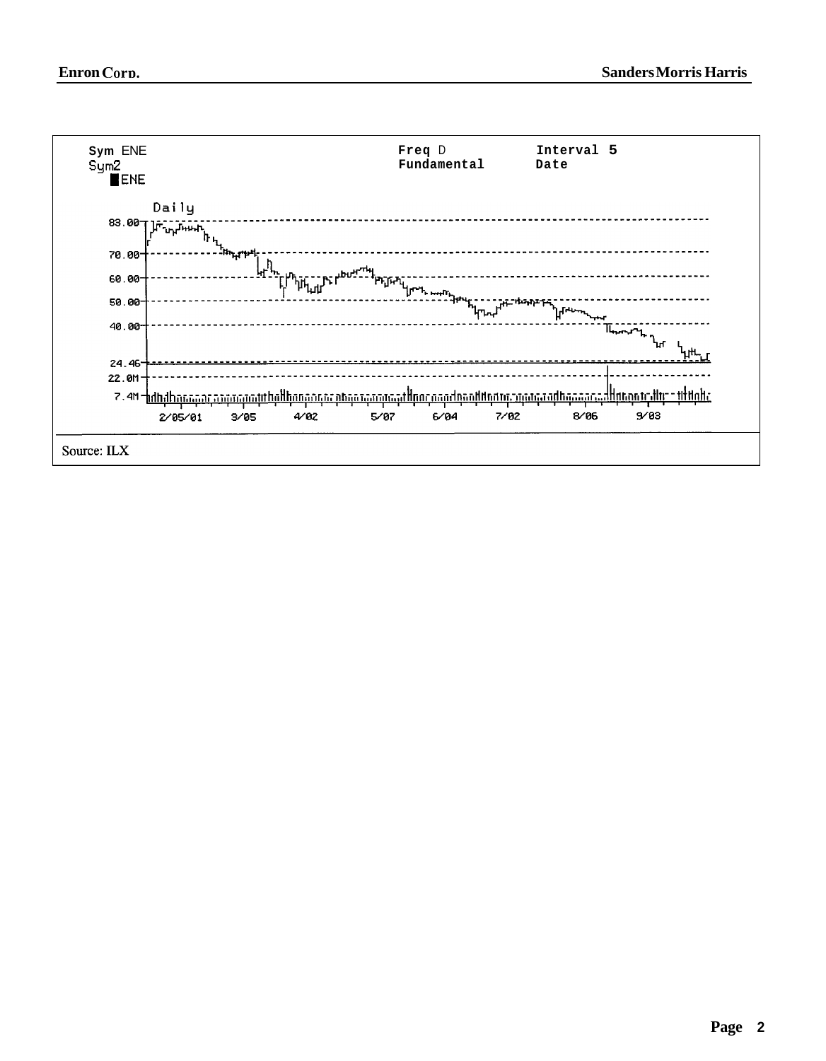Sym ENE
Sym2
ENE

Freq D
Fundamental

Interval 5
Date

Daily

83.00
70.00
60.00
50.00
40.00
24.46
22.0M
7.4M

2/05/01 3/05 4/02 5/07 6/04 7/02 8/06 9/03

Source: ILX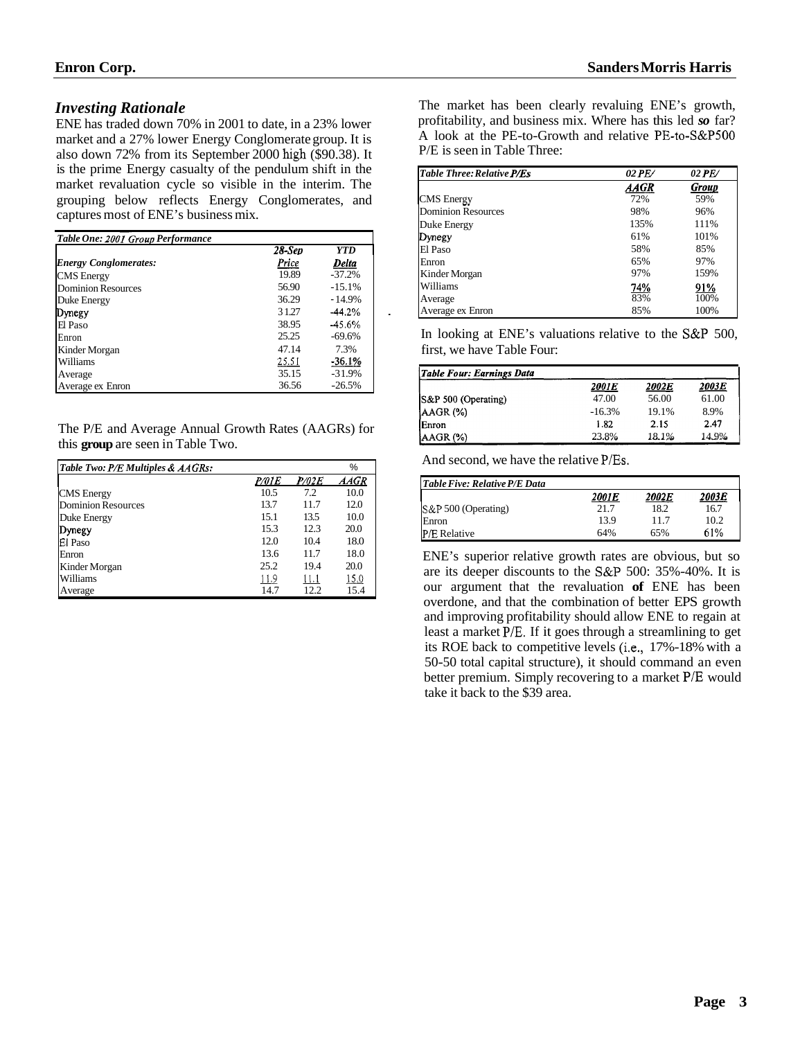## *Investing Rationale*

ENE has traded down 70% in 2001 to date, in a 23% lower market and a 27% lower Energy Conglomerate group. It is also down 72% from its September 2000 high ($90.38). It is the prime Energy casualty of the pendulum shift in the market revaluation cycle so visible in the interim. The grouping below reflects Energy Conglomerates, and captures most of ENE's business mix.

| *Table One: 2001 Group Performance* | | |
|---|---|---|
| | *28-Sep* | *YTD* |
| *Energy Conglomerates:* | *Price* | *Delta* |
| CMS Energy | 19.89 | -37.2% |
| Dominion Resources | 56.90 | -15.1% |
| Duke Energy | 36.29 | -14.9% |
| Dynegy | 31.27 | -44.2% |
| El Paso | 38.95 | -45.6% |
| Enron | 25.25 | -69.6% |
| Kinder Morgan | 47.14 | 7.3% |
| Williams | 25.51 | -36.1% |
| Average | 35.15 | -31.9% |
| Average ex Enron | 36.56 | -26.5% |

The P/E and Average Annual Growth Rates (AAGRs) for this **group** are seen in Table Two.

| *Table Two: P/E Multiples & AAGRs:* | | | % |
|---|---|---|---|
| | *P/01E* | *P/02E* | *AAGR* |
| CMS Energy | 10.5 | 7.2 | 10.0 |
| Dominion Resources | 13.7 | 11.7 | 12.0 |
| Duke Energy | 15.1 | 13.5 | 10.0 |
| Dynegy | 15.3 | 12.3 | 20.0 |
| El Paso | 12.0 | 10.4 | 18.0 |
| Enron | 13.6 | 11.7 | 18.0 |
| Kinder Morgan | 25.2 | 19.4 | 20.0 |
| Williams | 11.9 | 11.1 | 15.0 |
| Average | 14.7 | 12.2 | 15.4 |

The market has been clearly revaluing ENE's growth, profitability, and business mix. Where has this led *so* far? A look at the PE-to-Growth and relative PE-to-S&P500 P/E is seen in Table Three:

| *Table Three: Relative P/Es* | *02 PE/* | *02 PE/* |
|---|---|---|
| | *AAGR* | *Group* |
| CMS Energy | 72% | 59% |
| Dominion Resources | 98% | 96% |
| Duke Energy | 135% | 111% |
| Dynegy | 61% | 101% |
| El Paso | 58% | 85% |
| Enron | 65% | 97% |
| Kinder Morgan | 97% | 159% |
| Williams | 74% | 91% |
| Average | 83% | 100% |
| Average ex Enron | 85% | 100% |

In looking at ENE's valuations relative to the S&P 500, first, we have Table Four:

| *Table Four: Earnings Data* | *2001E* | *2002E* | *2003E* |
|---|---|---|---|
| S&P 500 (Operating) | 47.00 | 56.00 | 61.00 |
| AAGR (%) | -16.3% | 19.1% | 8.9% |
| Enron | 1.82 | 2.15 | 2.47 |
| AAGR (%) | 23.8% | 18.1% | 14.9% |

And second, we have the relative P/Es.

| *Table Five: Relative P/E Data* | *2001E* | *2002E* | *2003E* |
|---|---|---|---|
| S&P 500 (Operating) | 21.7 | 18.2 | 16.7 |
| Enron | 13.9 | 11.7 | 10.2 |
| P/E Relative | 64% | 65% | 61% |

ENE's superior relative growth rates are obvious, but so are its deeper discounts to the S&P 500: 35%-40%. It is our argument that the revaluation **of** ENE has been overdone, and that the combination of better EPS growth and improving profitability should allow ENE to regain at least a market P/E. If it goes through a streamlining to get its ROE back to competitive levels (i.e., 17%-18% with a 50-50 total capital structure), it should command an even better premium. Simply recovering to a market P/E would take it back to the $39 area.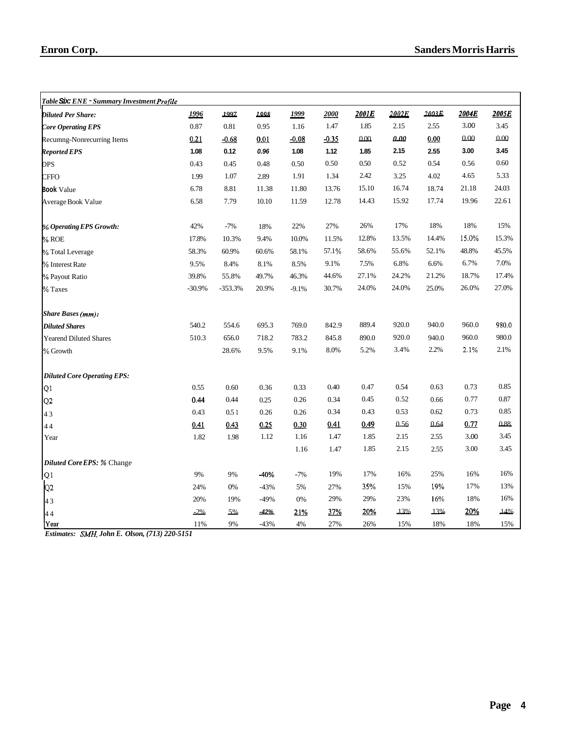**Table Six: ENE - Summary Investment Profile**

| Diluted Per Share: | 1996 | 1997 | 1998 | 1999 | 2000 | 2001E | 2002E | 2003E | 2004E | 2005E |
|---|---|---|---|---|---|---|---|---|---|---|
| Core Operating EPS | 0.87 | 0.81 | 0.95 | 1.16 | 1.47 | 1.85 | 2.15 | 2.55 | 3.00 | 3.45 |
| Recumng-Nonrecurring Items | 0.21 | -0.68 | 0.01 | -0.08 | -0.35 | 0.00 | 0.00 | 0.00 | 0.00 | 0.00 |
| Reported EPS | 1.08 | 0.12 | 0.96 | 1.08 | 1.12 | 1.85 | 2.15 | 2.55 | 3.00 | 3.45 |
| DPS | 0.43 | 0.45 | 0.48 | 0.50 | 0.50 | 0.50 | 0.52 | 0.54 | 0.56 | 0.60 |
| CFFO | 1.99 | 1.07 | 2.89 | 1.91 | 1.34 | 2.42 | 3.25 | 4.02 | 4.65 | 5.33 |
| Book Value | 6.78 | 8.81 | 11.38 | 11.80 | 13.76 | 15.10 | 16.74 | 18.74 | 21.18 | 24.03 |
| Average Book Value | 6.58 | 7.79 | 10.10 | 11.59 | 12.78 | 14.43 | 15.92 | 17.74 | 19.96 | 22.61 |
| | | | | | | | | | | |
| % Operating EPS Growth: | 42% | -7% | 18% | 22% | 27% | 26% | 17% | 18% | 18% | 15% |
| % ROE | 17.8% | 10.3% | 9.4% | 10.0% | 11.5% | 12.8% | 13.5% | 14.4% | 15.0% | 15.3% |
| % Total Leverage | 58.3% | 60.9% | 60.6% | 58.1% | 57.1% | 58.6% | 55.6% | 52.1% | 48.8% | 45.5% |
| % Interest Rate | 9.5% | 8.4% | 8.1% | 8.5% | 9.1% | 7.5% | 6.8% | 6.6% | 6.7% | 7.0% |
| % Payout Ratio | 39.8% | 55.8% | 49.7% | 46.3% | 44.6% | 27.1% | 24.2% | 21.2% | 18.7% | 17.4% |
| % Taxes | -30.9% | -353.3% | 20.9% | -9.1% | 30.7% | 24.0% | 24.0% | 25.0% | 26.0% | 27.0% |
| | | | | | | | | | | |
| Share Bases (mm): | | | | | | | | | | |
| Diluted Shares | 540.2 | 554.6 | 695.3 | 769.0 | 842.9 | 889.4 | 920.0 | 940.0 | 960.0 | 980.0 |
| Yearend Diluted Shares | 510.3 | 656.0 | 718.2 | 783.2 | 845.8 | 890.0 | 920.0 | 940.0 | 960.0 | 980.0 |
| % Growth | | 28.6% | 9.5% | 9.1% | 8.0% | 5.2% | 3.4% | 2.2% | 2.1% | 2.1% |
| | | | | | | | | | | |
| Diluted Core Operating EPS: | | | | | | | | | | |
| Q1 | 0.55 | 0.60 | 0.36 | 0.33 | 0.40 | 0.47 | 0.54 | 0.63 | 0.73 | 0.85 |
| Q2 | 0.44 | 0.44 | 0.25 | 0.26 | 0.34 | 0.45 | 0.52 | 0.66 | 0.77 | 0.87 |
| 43 | 0.43 | 0.51 | 0.26 | 0.26 | 0.34 | 0.43 | 0.53 | 0.62 | 0.73 | 0.85 |
| 44 | 0.41 | 0.43 | 0.25 | 0.30 | 0.41 | 0.49 | 0.56 | 0.64 | 0.77 | 0.88 |
| Year | 1.82 | 1.98 | 1.12 | 1.16 | 1.47 | 1.85 | 2.15 | 2.55 | 3.00 | 3.45 |
| | | | | 1.16 | 1.47 | 1.85 | 2.15 | 2.55 | 3.00 | 3.45 |
| Diluted Core EPS: % Change | | | | | | | | | | |
| Q1 | 9% | 9% | -40% | -7% | 19% | 17% | 16% | 25% | 16% | 16% |
| Q2 | 24% | 0% | -43% | 5% | 27% | 35% | 15% | 19% | 17% | 13% |
| 43 | 20% | 19% | -49% | 0% | 29% | 29% | 23% | 16% | 18% | 16% |
| 44 | -2% | 5% | -42% | 21% | 37% | 20% | 13% | 13% | 20% | 14% |
| Year | 11% | 9% | -43% | 4% | 27% | 26% | 15% | 18% | 18% | 15% |

*Estimates: SMH, John E. Olson, (713) 220-5151*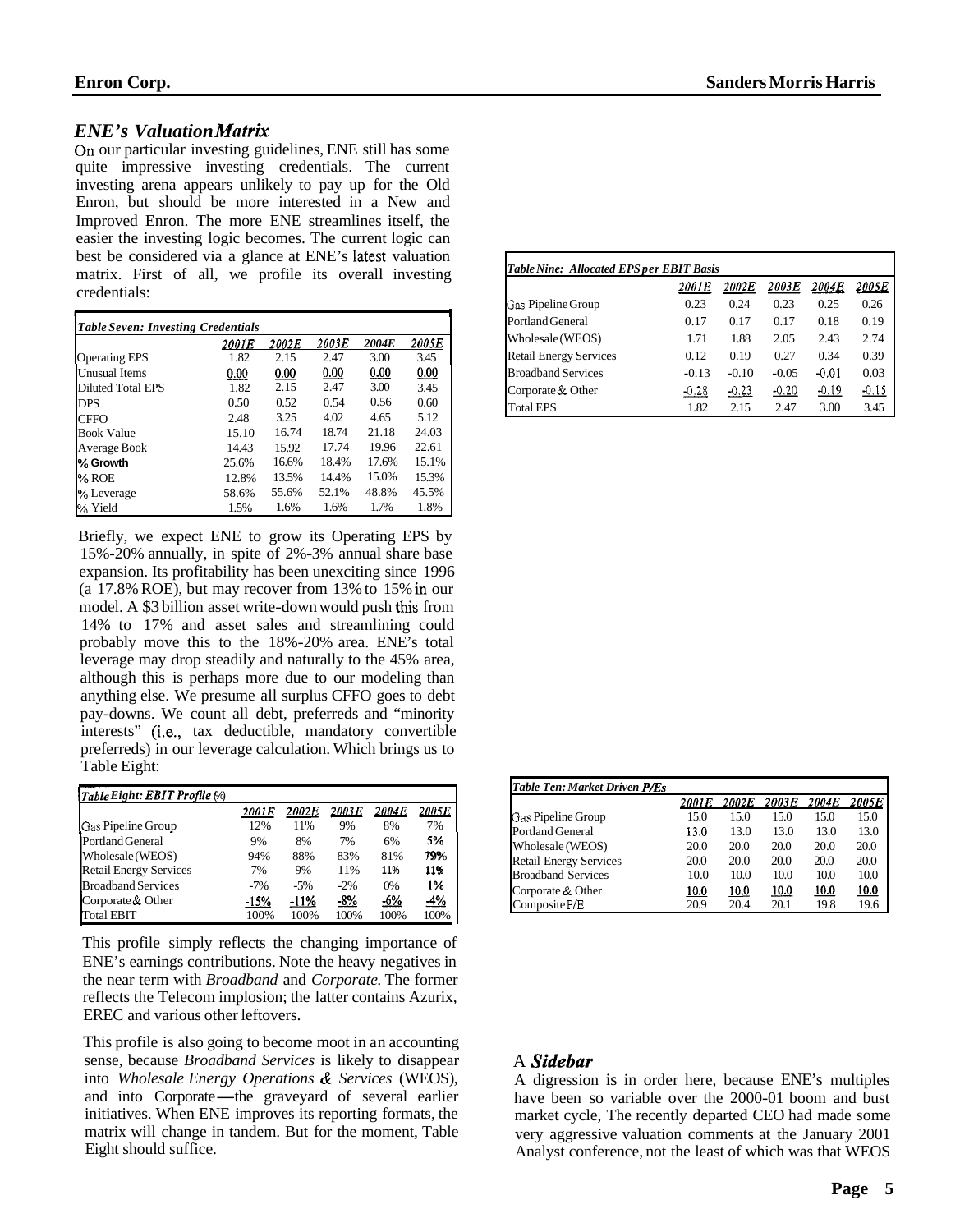## *ENE's Valuation Matrix*

On our particular investing guidelines, ENE still has some quite impressive investing credentials. The current investing arena appears unlikely to pay up for the Old Enron, but should be more interested in a New and Improved Enron. The more ENE streamlines itself, the easier the investing logic becomes. The current logic can best be considered via a glance at ENE's latest valuation matrix. First of all, we profile its overall investing credentials:

| *Table Seven: Investing Credentials* | *2001E* | *2002E* | *2003E* | *2004E* | *2005E* |
|---|---|---|---|---|---|
| Operating EPS | 1.82 | 2.15 | 2.47 | 3.00 | 3.45 |
| Unusual Items | 0.00 | 0.00 | 0.00 | 0.00 | 0.00 |
| Diluted Total EPS | 1.82 | 2.15 | 2.47 | 3.00 | 3.45 |
| DPS | 0.50 | 0.52 | 0.54 | 0.56 | 0.60 |
| CFFO | 2.48 | 3.25 | 4.02 | 4.65 | 5.12 |
| Book Value | 15.10 | 16.74 | 18.74 | 21.18 | 24.03 |
| Average Book | 14.43 | 15.92 | 17.74 | 19.96 | 22.61 |
| **% Growth** | 25.6% | 16.6% | 18.4% | 17.6% | 15.1% |
| % ROE | 12.8% | 13.5% | 14.4% | 15.0% | 15.3% |
| % Leverage | 58.6% | 55.6% | 52.1% | 48.8% | 45.5% |
| % Yield | 1.5% | 1.6% | 1.6% | 1.7% | 1.8% |

Briefly, we expect ENE to grow its Operating EPS by 15%-20% annually, in spite of 2%-3% annual share base expansion. Its profitability has been unexciting since 1996 (a 17.8% ROE), but may recover from 13% to 15% in our model. A $3 billion asset write-down would push this from 14% to 17% and asset sales and streamlining could probably move this to the 18%-20% area. ENE's total leverage may drop steadily and naturally to the 45% area, although this is perhaps more due to our modeling than anything else. We presume all surplus CFFO goes to debt pay-downs. We count all debt, preferreds and "minority interests" (i.e., tax deductible, mandatory convertible preferreds) in our leverage calculation. Which brings us to Table Eight:

| *Table Eight: EBIT Profile (%)* | *2001E* | *2002E* | *2003E* | *2004E* | *2005E* |
|---|---|---|---|---|---|
| Gas Pipeline Group | 12% | 11% | 9% | 8% | 7% |
| Portland General | 9% | 8% | 7% | 6% | 5% |
| Wholesale (WEOS) | 94% | 88% | 83% | 81% | 79% |
| Retail Energy Services | 7% | 9% | 11% | 11% | 11% |
| Broadband Services | -7% | -5% | -2% | 0% | 1% |
| Corporate & Other | -15% | -11% | -8% | -6% | -4% |
| Total EBIT | 100% | 100% | 100% | 100% | 100% |

This profile simply reflects the changing importance of ENE's earnings contributions. Note the heavy negatives in the near term with *Broadband* and *Corporate*. The former reflects the Telecom implosion; the latter contains Azurix, EREC and various other leftovers.

This profile is also going to become moot in an accounting sense, because *Broadband Services* is likely to disappear into *Wholesale Energy Operations & Services* (WEOS), and into Corporate—the graveyard of several earlier initiatives. When ENE improves its reporting formats, the matrix will change in tandem. But for the moment, Table Eight should suffice.

| *Table Nine: Allocated EPS per EBIT Basis* | *2001E* | *2002E* | *2003E* | *2004E* | *2005E* |
|---|---|---|---|---|---|
| Gas Pipeline Group | 0.23 | 0.24 | 0.23 | 0.25 | 0.26 |
| Portland General | 0.17 | 0.17 | 0.17 | 0.18 | 0.19 |
| Wholesale (WEOS) | 1.71 | 1.88 | 2.05 | 2.43 | 2.74 |
| Retail Energy Services | 0.12 | 0.19 | 0.27 | 0.34 | 0.39 |
| Broadband Services | -0.13 | -0.10 | -0.05 | -0.01 | 0.03 |
| Corporate & Other | -0.28 | -0.23 | -0.20 | -0.19 | -0.15 |
| Total EPS | 1.82 | 2.15 | 2.47 | 3.00 | 3.45 |

| *Table Ten: Market Driven P/Es* | *2001E* | *2002E* | *2003E* | *2004E* | *2005E* |
|---|---|---|---|---|---|
| Gas Pipeline Group | 15.0 | 15.0 | 15.0 | 15.0 | 15.0 |
| Portland General | 13.0 | 13.0 | 13.0 | 13.0 | 13.0 |
| Wholesale (WEOS) | 20.0 | 20.0 | 20.0 | 20.0 | 20.0 |
| Retail Energy Services | 20.0 | 20.0 | 20.0 | 20.0 | 20.0 |
| Broadband Services | 10.0 | 10.0 | 10.0 | 10.0 | 10.0 |
| Corporate & Other | 10.0 | 10.0 | 10.0 | 10.0 | 10.0 |
| Composite P/E | 20.9 | 20.4 | 20.1 | 19.8 | 19.6 |

### A *Sidebar*

A digression is in order here, because ENE's multiples have been so variable over the 2000-01 boom and bust market cycle, The recently departed CEO had made some very aggressive valuation comments at the January 2001 Analyst conference, not the least of which was that WEOS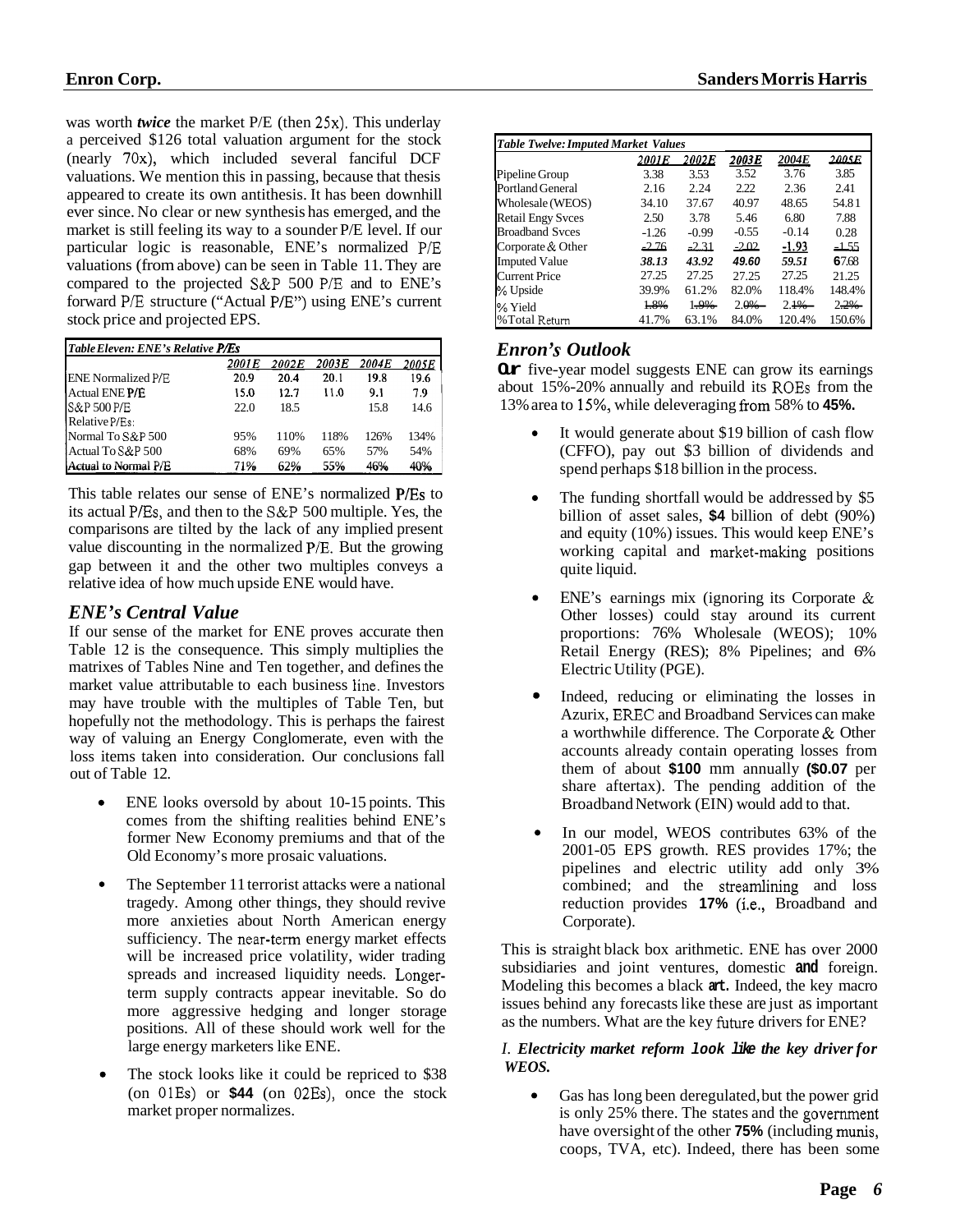was worth ***twice*** the market P/E (then 25x). This underlay a perceived $126 total valuation argument for the stock (nearly 70x), which included several fanciful DCF valuations. We mention this in passing, because that thesis appeared to create its own antithesis. It has been downhill ever since. No clear or new synthesis has emerged, and the market is still feeling its way to a sounder P/E level. If our particular logic is reasonable, ENE's normalized P/E valuations (from above) can be seen in Table 11. They are compared to the projected S&P 500 P/E and to ENE's forward P/E structure ("Actual P/E") using ENE's current stock price and projected EPS.

| *Table Eleven: ENE's Relative P/Es* | | | | | |
|---|---|---|---|---|---|
| | *2001E* | *2002E* | *2003E* | *2004E* | *2005E* |
| ENE Normalized P/E | 20.9 | 20.4 | 20.1 | 19.8 | 19.6 |
| Actual ENE P/E | 15.0 | 12.7 | 11.0 | 9.1 | 7.9 |
| S&P 500 P/E | 22.0 | 18.5 | | 15.8 | 14.6 |
| Relative P/Es: | | | | | |
| Normal To S&P 500 | 95% | 110% | 118% | 126% | 134% |
| Actual To S&P 500 | 68% | 69% | 65% | 57% | 54% |
| Actual to Normal P/E | 71% | 62% | 55% | 46% | 40% |

This table relates our sense of ENE's normalized P/Es to its actual P/Es, and then to the S&P 500 multiple. Yes, the comparisons are tilted by the lack of any implied present value discounting in the normalized P/E. But the growing gap between it and the other two multiples conveys a relative idea of how much upside ENE would have.

## *ENE's Central Value*

If our sense of the market for ENE proves accurate then Table 12 is the consequence. This simply multiplies the matrixes of Tables Nine and Ten together, and defines the market value attributable to each business line. Investors may have trouble with the multiples of Table Ten, but hopefully not the methodology. This is perhaps the fairest way of valuing an Energy Conglomerate, even with the loss items taken into consideration. Our conclusions fall out of Table 12.

- ENE looks oversold by about 10-15 points. This comes from the shifting realities behind ENE's former New Economy premiums and that of the Old Economy's more prosaic valuations.
- The September 11 terrorist attacks were a national tragedy. Among other things, they should revive more anxieties about North American energy sufficiency. The near-term energy market effects will be increased price volatility, wider trading spreads and increased liquidity needs. Longer-term supply contracts appear inevitable. So do more aggressive hedging and longer storage positions. All of these should work well for the large energy marketers like ENE.
- The stock looks like it could be repriced to $38 (on 01Es) or **$44** (on 02Es), once the stock market proper normalizes.

| *Table Twelve: Imputed Market Values* | | | | | |
|---|---|---|---|---|---|
| | *2001E* | *2002E* | *2003E* | *2004E* | *2005E* |
| Pipeline Group | 3.38 | 3.53 | 3.52 | 3.76 | 3.85 |
| Portland General | 2.16 | 2.24 | 2.22 | 2.36 | 2.41 |
| Wholesale (WEOS) | 34.10 | 37.67 | 40.97 | 48.65 | 54.81 |
| Retail Engy Svces | 2.50 | 3.78 | 5.46 | 6.80 | 7.88 |
| Broadband Svces | -1.26 | -0.99 | -0.55 | -0.14 | 0.28 |
| Corporate & Other | -2.76 | -2.31 | -2.02 | -1.93 | -1.55 |
| Imputed Value | *38.13* | *43.92* | *49.60* | *59.51* | *67.68* |
| Current Price | 27.25 | 27.25 | 27.25 | 27.25 | 21.25 |
| % Upside | 39.9% | 61.2% | 82.0% | 118.4% | 148.4% |
| % Yield | 1.8% | 1.9% | 2.0% | 2.1% | 2.2% |
| %Total Return | 41.7% | 63.1% | 84.0% | 120.4% | 150.6% |

## *Enron's Outlook*

**Our** five-year model suggests ENE can grow its earnings about 15%-20% annually and rebuild its ROEs from the 13% area to 15%, while deleveraging from 58% to **45%.**

- It would generate about $19 billion of cash flow (CFFO), pay out $3 billion of dividends and spend perhaps $18 billion in the process.
- The funding shortfall would be addressed by $5 billion of asset sales, **$4** billion of debt (90%) and equity (10%) issues. This would keep ENE's working capital and market-making positions quite liquid.
- ENE's earnings mix (ignoring its Corporate & Other losses) could stay around its current proportions: 76% Wholesale (WEOS); 10% Retail Energy (RES); 8% Pipelines; and 6% Electric Utility (PGE).
- Indeed, reducing or eliminating the losses in Azurix, EREC and Broadband Services can make a worthwhile difference. The Corporate & Other accounts already contain operating losses from them of about **$100** mm annually **($0.07** per share aftertax). The pending addition of the Broadband Network (EIN) would add to that.
- In our model, WEOS contributes 63% of the 2001-05 EPS growth. RES provides 17%; the pipelines and electric utility add only 3% combined; and the streamlining and loss reduction provides **17%** (i.e., Broadband and Corporate).

This is straight black box arithmetic. ENE has over 2000 subsidiaries and joint ventures, domestic **and** foreign. Modeling this becomes a black **art.** Indeed, the key macro issues behind any forecasts like these are just as important as the numbers. What are the key future drivers for ENE?

*I. **Electricity market reform look like the key driver for WEOS.***

- Gas has long been deregulated, but the power grid is only 25% there. The states and the government have oversight of the other **75%** (including munis, coops, TVA, etc). Indeed, there has been some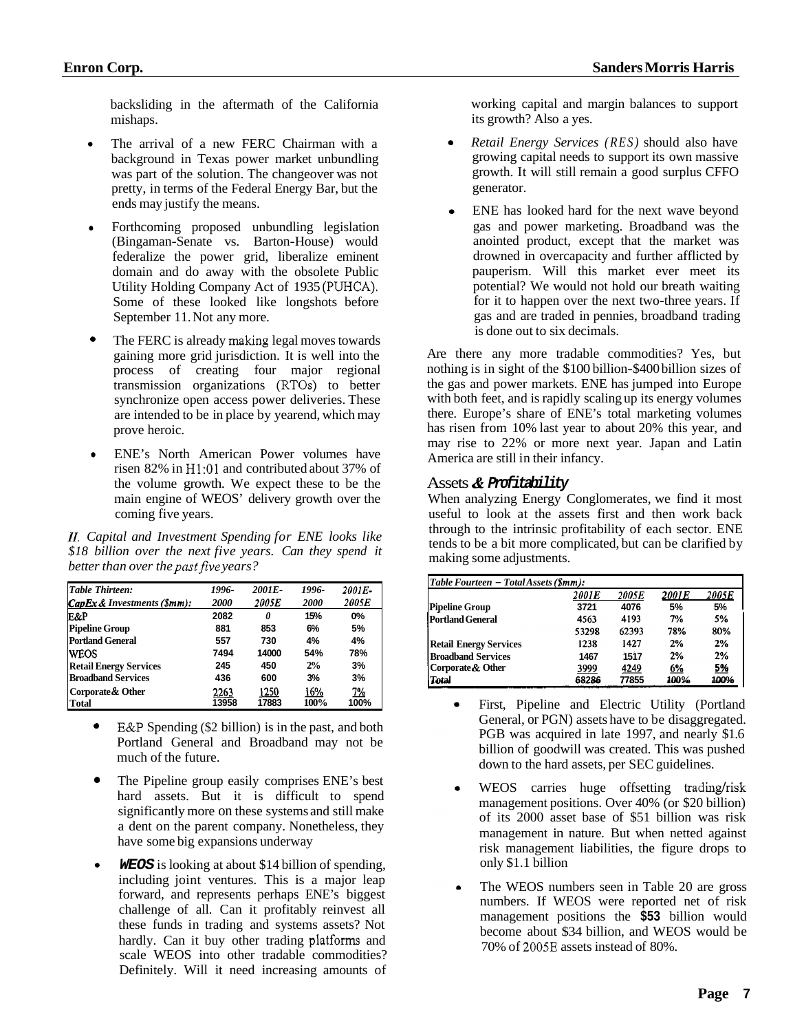backsliding in the aftermath of the California mishaps.

- The arrival of a new FERC Chairman with a background in Texas power market unbundling was part of the solution. The changeover was not pretty, in terms of the Federal Energy Bar, but the ends may justify the means.
- Forthcoming proposed unbundling legislation (Bingaman-Senate vs. Barton-House) would federalize the power grid, liberalize eminent domain and do away with the obsolete Public Utility Holding Company Act of 1935 (PUHCA). Some of these looked like longshots before September 11. Not any more.
- The FERC is already making legal moves towards gaining more grid jurisdiction. It is well into the process of creating four major regional transmission organizations (RTOs) to better synchronize open access power deliveries. These are intended to be in place by yearend, which may prove heroic.
- ENE's North American Power volumes have risen 82% in H1:01 and contributed about 37% of the volume growth. We expect these to be the main engine of WEOS' delivery growth over the coming five years.

*II. Capital and Investment Spending for ENE looks like $18 billion over the next five years. Can they spend it better than over the past five years?*

| *Table Thirteen:* *CapEx & Investments ($mm):* | *1996-2000* | *2001E-2005E* | *1996-2000* | *2001E-2005E* |
|---|---|---|---|---|
| **E&P** | 2082 | 0 | 15% | 0% |
| **Pipeline Group** | 881 | 853 | 6% | 5% |
| **Portland General** | 557 | 730 | 4% | 4% |
| **WEOS** | 7494 | 14000 | 54% | 78% |
| **Retail Energy Services** | 245 | 450 | 2% | 3% |
| **Broadband Services** | 436 | 600 | 3% | 3% |
| **Corporate & Other** | 2263 | 1250 | 16% | 7% |
| **Total** | 13958 | 17883 | 100% | 100% |

- E&P Spending ($2 billion) is in the past, and both Portland General and Broadband may not be much of the future.
- The Pipeline group easily comprises ENE's best hard assets. But it is difficult to spend significantly more on these systems and still make a dent on the parent company. Nonetheless, they have some big expansions underway
- ***WEOS*** is looking at about $14 billion of spending, including joint ventures. This is a major leap forward, and represents perhaps ENE's biggest challenge of all. Can it profitably reinvest all these funds in trading and systems assets? Not hardly. Can it buy other trading platforms and scale WEOS into other tradable commodities? Definitely. Will it need increasing amounts of working capital and margin balances to support its growth? Also a yes.
- *Retail Energy Services (RES)* should also have growing capital needs to support its own massive growth. It will still remain a good surplus CFFO generator.
- ENE has looked hard for the next wave beyond gas and power marketing. Broadband was the anointed product, except that the market was drowned in overcapacity and further afflicted by pauperism. Will this market ever meet its potential? We would not hold our breath waiting for it to happen over the next two-three years. If gas and are traded in pennies, broadband trading is done out to six decimals.

Are there any more tradable commodities? Yes, but nothing is in sight of the $100 billion-$400 billion sizes of the gas and power markets. ENE has jumped into Europe with both feet, and is rapidly scaling up its energy volumes there. Europe's share of ENE's total marketing volumes has risen from 10% last year to about 20% this year, and may rise to 22% or more next year. Japan and Latin America are still in their infancy.

## Assets *& Profitability*

When analyzing Energy Conglomerates, we find it most useful to look at the assets first and then work back through to the intrinsic profitability of each sector. ENE tends to be a bit more complicated, but can be clarified by making some adjustments.

| *Table Fourteen – Total Assets ($mm):* | *2001E* | *2005E* | *2001E* | *2005E* |
|---|---|---|---|---|
| **Pipeline Group** | 3721 | 4076 | 5% | 5% |
| **Portland General** | 4563 | 4193 | 7% | 5% |
| | 53298 | 62393 | 78% | 80% |
| **Retail Energy Services** | 1238 | 1427 | 2% | 2% |
| **Broadband Services** | 1467 | 1517 | 2% | 2% |
| **Corporate & Other** | 3999 | 4249 | 6% | 5% |
| ***Total*** | 68286 | 77855 | 100% | 100% |

- First, Pipeline and Electric Utility (Portland General, or PGN) assets have to be disaggregated. PGB was acquired in late 1997, and nearly $1.6 billion of goodwill was created. This was pushed down to the hard assets, per SEC guidelines.
- WEOS carries huge offsetting trading/risk management positions. Over 40% (or $20 billion) of its 2000 asset base of $51 billion was risk management in nature. But when netted against risk management liabilities, the figure drops to only $1.1 billion
- The WEOS numbers seen in Table 20 are gross numbers. If WEOS were reported net of risk management positions the **$53** billion would become about $34 billion, and WEOS would be 70% of 2005E assets instead of 80%.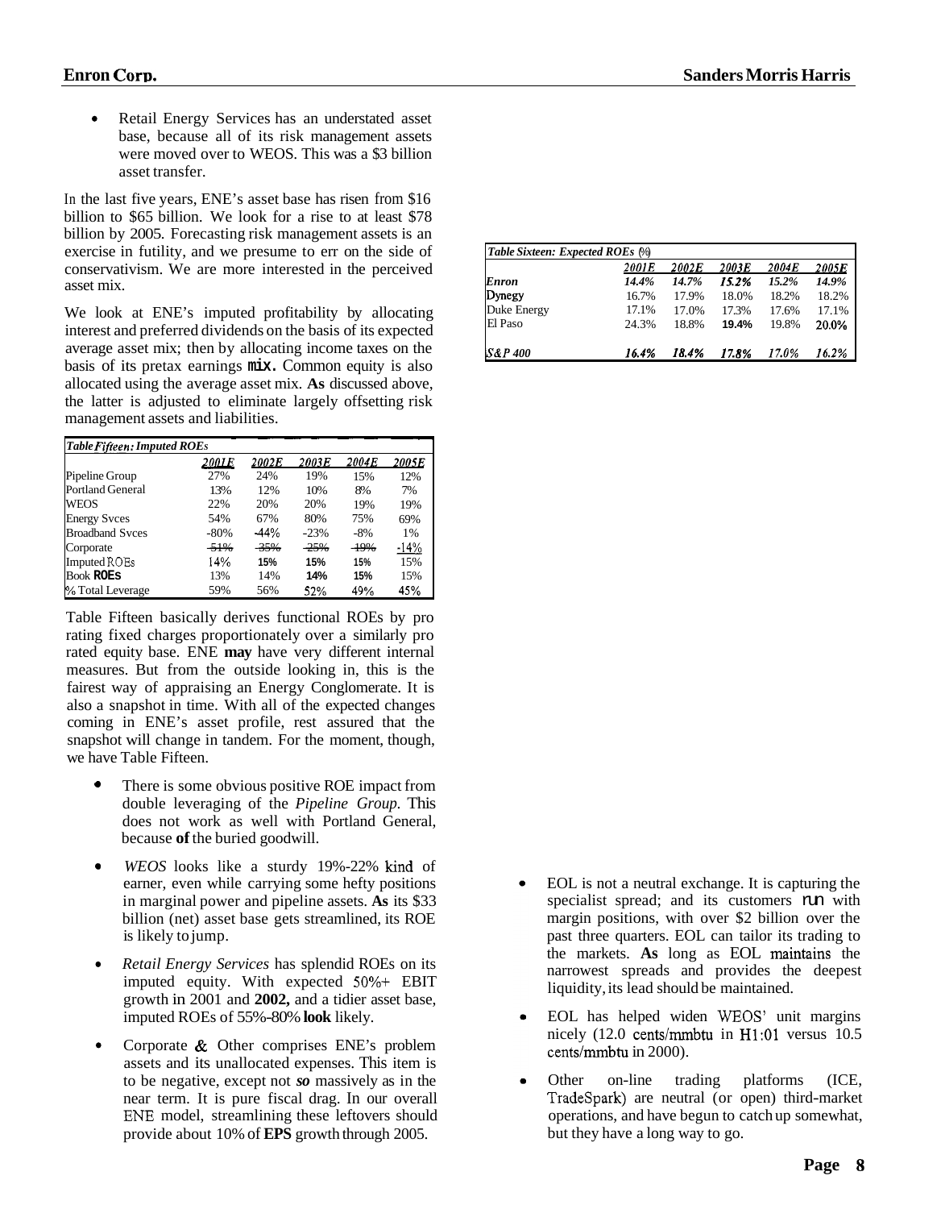- Retail Energy Services has an understated asset base, because all of its risk management assets were moved over to WEOS. This was a $3 billion asset transfer.

In the last five years, ENE's asset base has risen from $16 billion to $65 billion. We look for a rise to at least $78 billion by 2005. Forecasting risk management assets is an exercise in futility, and we presume to err on the side of conservativism. We are more interested in the perceived asset mix.

We look at ENE's imputed profitability by allocating interest and preferred dividends on the basis of its expected average asset mix; then by allocating income taxes on the basis of its pretax earnings **mix.** Common equity is also allocated using the average asset mix. **As** discussed above, the latter is adjusted to eliminate largely offsetting risk management assets and liabilities.

*Table Fifteen: Imputed ROEs*

| | 2001E | 2002E | 2003E | 2004E | 2005E |
|---|---|---|---|---|---|
| Pipeline Group | 27% | 24% | 19% | 15% | 12% |
| Portland General | 13% | 12% | 10% | 8% | 7% |
| WEOS | 22% | 20% | 20% | 19% | 19% |
| Energy Svces | 54% | 67% | 80% | 75% | 69% |
| Broadband Svces | -80% | -44% | -23% | -8% | 1% |
| Corporate | -51% | -35% | -25% | -19% | -14% |
| Imputed ROEs | 14% | 15% | 15% | 15% | 15% |
| Book **ROEs** | 13% | 14% | 14% | 15% | 15% |
| % Total Leverage | 59% | 56% | 52% | 49% | 45% |

Table Fifteen basically derives functional ROEs by pro rating fixed charges proportionately over a similarly pro rated equity base. ENE **may** have very different internal measures. But from the outside looking in, this is the fairest way of appraising an Energy Conglomerate. It is also a snapshot in time. With all of the expected changes coming in ENE's asset profile, rest assured that the snapshot will change in tandem. For the moment, though, we have Table Fifteen.

- There is some obvious positive ROE impact from double leveraging of the *Pipeline Group.* This does not work as well with Portland General, because **of** the buried goodwill.
- *WEOS* looks like a sturdy 19%-22% kind of earner, even while carrying some hefty positions in marginal power and pipeline assets. **As** its $33 billion (net) asset base gets streamlined, its ROE is likely to jump.
- *Retail Energy Services* has splendid ROEs on its imputed equity. With expected 50%+ EBIT growth in 2001 and **2002,** and a tidier asset base, imputed ROEs of 55%-80% **look** likely.
- Corporate & Other comprises ENE's problem assets and its unallocated expenses. This item is to be negative, except not ***so*** massively as in the near term. It is pure fiscal drag. In our overall ENE model, streamlining these leftovers should provide about 10% of **EPS** growth through 2005.

*Table Sixteen: Expected ROEs (%)*

| | 2001E | 2002E | 2003E | 2004E | 2005E |
|---|---|---|---|---|---|
| *Enron* | *14.4%* | *14.7%* | *15.2%* | *15.2%* | *14.9%* |
| Dynegy | 16.7% | 17.9% | 18.0% | 18.2% | 18.2% |
| Duke Energy | 17.1% | 17.0% | 17.3% | 17.6% | 17.1% |
| El Paso | 24.3% | 18.8% | 19.4% | 19.8% | 20.0% |
| *S&P 400* | *16.4%* | *18.4%* | *17.8%* | *17.0%* | *16.2%* |

- EOL is not a neutral exchange. It is capturing the specialist spread; and its customers run with margin positions, with over $2 billion over the past three quarters. EOL can tailor its trading to the markets. **As** long as EOL maintains the narrowest spreads and provides the deepest liquidity, its lead should be maintained.
- EOL has helped widen WEOS' unit margins nicely (12.0 cents/mmbtu in H1:01 versus 10.5 cents/mmbtu in 2000).
- Other on-line trading platforms (ICE, TradeSpark) are neutral (or open) third-market operations, and have begun to catch up somewhat, but they have a long way to go.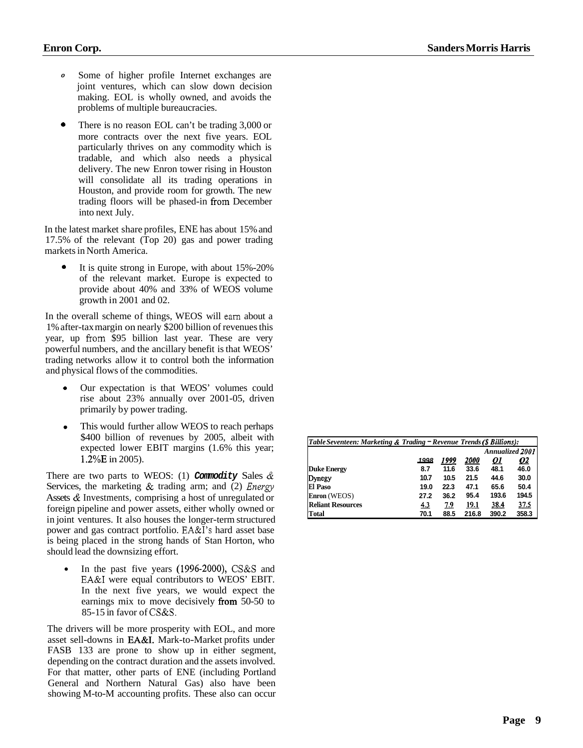- Some of higher profile Internet exchanges are joint ventures, which can slow down decision making. EOL is wholly owned, and avoids the problems of multiple bureaucracies.

- There is no reason EOL can't be trading 3,000 or more contracts over the next five years. EOL particularly thrives on any commodity which is tradable, and which also needs a physical delivery. The new Enron tower rising in Houston will consolidate all its trading operations in Houston, and provide room for growth. The new trading floors will be phased-in from December into next July.

In the latest market share profiles, ENE has about 15% and 17.5% of the relevant (Top 20) gas and power trading markets in North America.

- It is quite strong in Europe, with about 15%-20% of the relevant market. Europe is expected to provide about 40% and 33% of WEOS volume growth in 2001 and 02.

In the overall scheme of things, WEOS will earn about a 1% after-tax margin on nearly $200 billion of revenues this year, up from $95 billion last year. These are very powerful numbers, and the ancillary benefit is that WEOS' trading networks allow it to control both the information and physical flows of the commodities.

- Our expectation is that WEOS' volumes could rise about 23% annually over 2001-05, driven primarily by power trading.

- This would further allow WEOS to reach perhaps $400 billion of revenues by 2005, albeit with expected lower EBIT margins (1.6% this year; 1.2%E in 2005).

There are two parts to WEOS: (1) **Commodity** Sales & Services, the marketing & trading arm; and (2) *Energy* Assets & Investments, comprising a host of unregulated or foreign pipeline and power assets, either wholly owned or in joint ventures. It also houses the longer-term structured power and gas contract portfolio. EA&I's hard asset base is being placed in the strong hands of Stan Horton, who should lead the downsizing effort.

- In the past five years (1996-2000), CS&S and EA&I were equal contributors to WEOS' EBIT. In the next five years, we would expect the earnings mix to move decisively from 50-50 to 85-15 in favor of CS&S.

The drivers will be more prosperity with EOL, and more asset sell-downs in EA&I. Mark-to-Market profits under FASB 133 are prone to show up in either segment, depending on the contract duration and the assets involved. For that matter, other parts of ENE (including Portland General and Northern Natural Gas) also have been showing M-to-M accounting profits. These also can occur

*Table Seventeen: Marketing & Trading – Revenue Trends ($ Billions):*

| | | | | Annualized 2001 | |
|---|---|---|---|---|---|
| | *1998* | *1999* | *2000* | *Q1* | *Q2* |
| **Duke Energy** | 8.7 | 11.6 | 33.6 | 48.1 | 46.0 |
| **Dynegy** | 10.7 | 10.5 | 21.5 | 44.6 | 30.0 |
| **El Paso** | 19.0 | 22.3 | 47.1 | 65.6 | 50.4 |
| **Enron** (WEOS) | 27.2 | 36.2 | 95.4 | 193.6 | 194.5 |
| **Reliant Resources** | 4.3 | 7.9 | 19.1 | 38.4 | 37.5 |
| **Total** | 70.1 | 88.5 | 216.8 | 390.2 | 358.3 |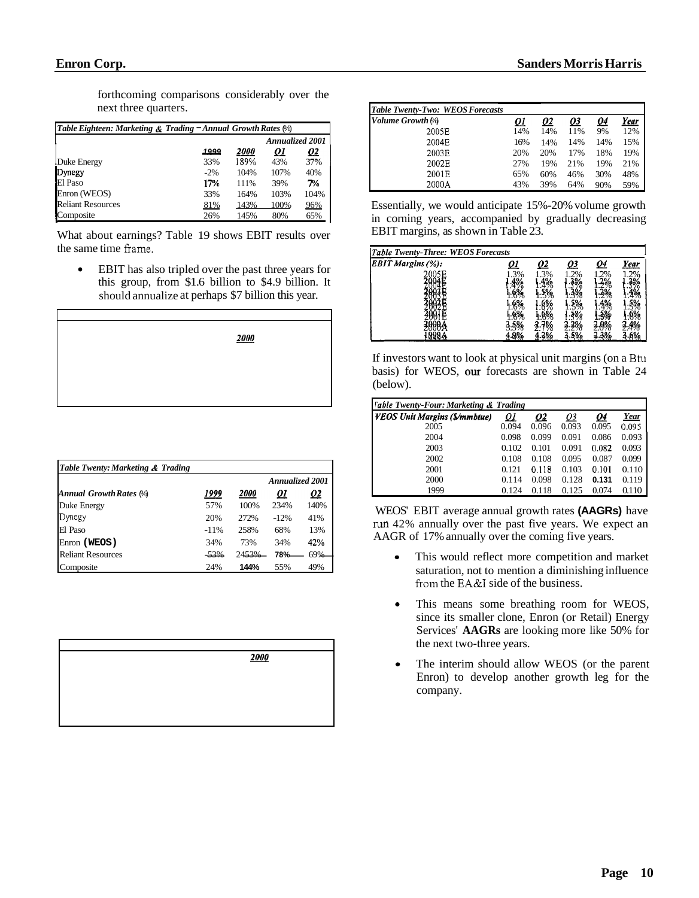forthcoming comparisons considerably over the next three quarters.

| *Table Eighteen: Marketing & Trading – Annual Growth Rates (%)* | | | | |
|---|---|---|---|---|
| | | | *Annualized 2001* | |
| | *1999* | *2000* | *Q1* | *Q2* |
| Duke Energy | 33% | 189% | 43% | 37% |
| Dynegy | -2% | 104% | 107% | 40% |
| El Paso | 17% | 111% | 39% | 7% |
| Enron (WEOS) | 33% | 164% | 103% | 104% |
| Reliant Resources | 81% | 143% | 100% | 96% |
| Composite | 26% | 145% | 80% | 65% |

What about earnings? Table 19 shows EBIT results over the same time frame.

- EBIT has also tripled over the past three years for this group, from $1.6 billion to $4.9 billion. It should annualize at perhaps $7 billion this year.

| | |
|---|---|
| | *2000* |

| *Table Twenty: Marketing & Trading* | | | | |
|---|---|---|---|---|
| | | | *Annualized 2001* | |
| *Annual Growth Rates (%)* | *1999* | *2000* | *Q1* | *Q2* |
| Duke Energy | 57% | 100% | 234% | 140% |
| Dynegy | 20% | 272% | -12% | 41% |
| El Paso | -11% | 258% | 68% | 13% |
| Enron **(WEOS)** | 34% | 73% | 34% | 42% |
| Reliant Resources | -53% | 2453% | 78% | 69% |
| Composite | 24% | 144% | 55% | 49% |

| | |
|---|---|
| | *2000* |

| *Table Twenty-Two: WEOS Forecasts* | | | | | |
|---|---|---|---|---|---|
| *Volume Growth (%)* | *Q1* | *Q2* | *Q3* | *Q4* | *Year* |
| 2005E | 14% | 14% | 11% | 9% | 12% |
| 2004E | 16% | 14% | 14% | 14% | 15% |
| 2003E | 20% | 20% | 17% | 18% | 19% |
| 2002E | 27% | 19% | 21% | 19% | 21% |
| 2001E | 65% | 60% | 46% | 30% | 48% |
| 2000A | 43% | 39% | 64% | 90% | 59% |

Essentially, we would anticipate 15%-20% volume growth in corning years, accompanied by gradually decreasing EBIT margins, as shown in Table 23.

| *Table Twenty-Three: WEOS Forecasts* | | | | | |
|---|---|---|---|---|---|
| *EBIT Margins (%):* | *Q1* | *Q2* | *Q3* | *Q4* | *Year* |
| 2005E | 1.3% | 1.3% | 1.2% | 1.2% | 1.2% |
| 2004E | 1.4% | 1.4% | 1.3% | 1.2% | 1.3% |
| 2003E | 1.6% | 1.5% | 1.3% | 1.2% | 1.4% |
| 2002E | 1.6% | 1.6% | 1.5% | 1.4% | 1.5% |
| 2001E | 1.6% | 1.6% | 1.5% | 1.5% | 1.6% |
| 2000A | 3.5% | 2.7% | 2.2% | 2.0% | 2.4% |
| 1999A | 4.8% | 4.2% | 3.5% | 2.3% | 3.6% |

If investors want to look at physical unit margins (on a Btu basis) for WEOS, our forecasts are shown in Table 24 (below).

| *Table Twenty-Four: Marketing & Trading* | | | | | |
|---|---|---|---|---|---|
| *WEOS Unit Margins ($/mmbtue)* | *Q1* | *Q2* | *Q3* | *Q4* | *Year* |
| 2005 | 0.094 | 0.096 | 0.093 | 0.095 | 0.095 |
| 2004 | 0.098 | 0.099 | 0.091 | 0.086 | 0.093 |
| 2003 | 0.102 | 0.101 | 0.091 | 0.082 | 0.093 |
| 2002 | 0.108 | 0.108 | 0.095 | 0.087 | 0.099 |
| 2001 | 0.121 | 0.118 | 0.103 | 0.101 | 0.110 |
| 2000 | 0.114 | 0.098 | 0.128 | 0.131 | 0.119 |
| 1999 | 0.124 | 0.118 | 0.125 | 0.074 | 0.110 |

WEOS' EBIT average annual growth rates **(AAGRs)** have run 42% annually over the past five years. We expect an AAGR of 17% annually over the coming five years.

- This would reflect more competition and market saturation, not to mention a diminishing influence from the EA&I side of the business.
- This means some breathing room for WEOS, since its smaller clone, Enron (or Retail) Energy Services' **AAGRs** are looking more like 50% for the next two-three years.
- The interim should allow WEOS (or the parent Enron) to develop another growth leg for the company.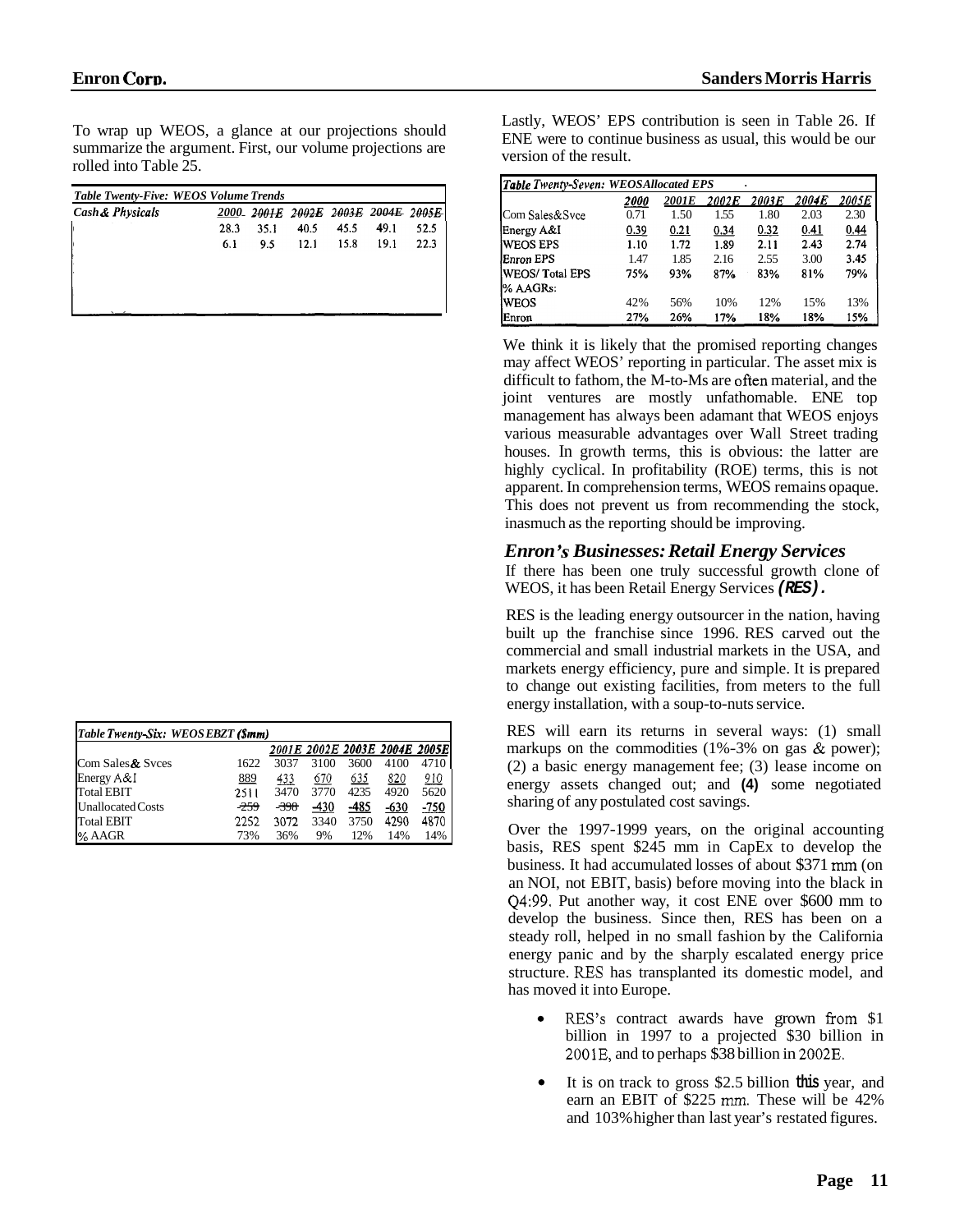To wrap up WEOS, a glance at our projections should summarize the argument. First, our volume projections are rolled into Table 25.

| Table Twenty-Five: WEOS Volume Trends | | | | | | |
|---|---|---|---|---|---|---|
| Cash & Physicals | 2000 | 2001E | 2002E | 2003E | 2004E | 2005E |
| | 28.3 | 35.1 | 40.5 | 45.5 | 49.1 | 52.5 |
| | 6.1 | 9.5 | 12.1 | 15.8 | 19.1 | 22.3 |

| Table Twenty-Six: WEOS EBZT ($mm) | | | | | | |
|---|---|---|---|---|---|---|
| | | 2001E | 2002E | 2003E | 2004E | 2005E |
| Com Sales & Svces | 1622 | 3037 | 3100 | 3600 | 4100 | 4710 |
| Energy A&I | 889 | 433 | 670 | 635 | 820 | 910 |
| Total EBIT | 2511 | 3470 | 3770 | 4235 | 4920 | 5620 |
| Unallocated Costs | -259 | -398 | -430 | -485 | -630 | -750 |
| Total EBIT | 2252 | 3072 | 3340 | 3750 | 4290 | 4870 |
| % AAGR | 73% | 36% | 9% | 12% | 14% | 14% |

Lastly, WEOS' EPS contribution is seen in Table 26. If ENE were to continue business as usual, this would be our version of the result.

| Table Twenty-Seven: WEOS Allocated EPS | | | | | | |
|---|---|---|---|---|---|---|
| | 2000 | 2001E | 2002E | 2003E | 2004E | 2005E |
| Com Sales&Svce | 0.71 | 1.50 | 1.55 | 1.80 | 2.03 | 2.30 |
| Energy A&I | 0.39 | 0.21 | 0.34 | 0.32 | 0.41 | 0.44 |
| WEOS EPS | 1.10 | 1.72 | 1.89 | 2.11 | 2.43 | 2.74 |
| Enron EPS | 1.47 | 1.85 | 2.16 | 2.55 | 3.00 | 3.45 |
| WEOS/ Total EPS | 75% | 93% | 87% | 83% | 81% | 79% |
| % AAGRs: | | | | | | |
| WEOS | 42% | 56% | 10% | 12% | 15% | 13% |
| Enron | 27% | 26% | 17% | 18% | 18% | 15% |

We think it is likely that the promised reporting changes may affect WEOS' reporting in particular. The asset mix is difficult to fathom, the M-to-Ms are often material, and the joint ventures are mostly unfathomable. ENE top management has always been adamant that WEOS enjoys various measurable advantages over Wall Street trading houses. In growth terms, this is obvious: the latter are highly cyclical. In profitability (ROE) terms, this is not apparent. In comprehension terms, WEOS remains opaque. This does not prevent us from recommending the stock, inasmuch as the reporting should be improving.

### *Enron's Businesses: Retail Energy Services*

If there has been one truly successful growth clone of WEOS, it has been Retail Energy Services ***(RES).***

RES is the leading energy outsourcer in the nation, having built up the franchise since 1996. RES carved out the commercial and small industrial markets in the USA, and markets energy efficiency, pure and simple. It is prepared to change out existing facilities, from meters to the full energy installation, with a soup-to-nuts service.

RES will earn its returns in several ways: (1) small markups on the commodities (1%-3% on gas & power); (2) a basic energy management fee; (3) lease income on energy assets changed out; and **(4)** some negotiated sharing of any postulated cost savings.

Over the 1997-1999 years, on the original accounting basis, RES spent $245 mm in CapEx to develop the business. It had accumulated losses of about $371 mm (on an NOI, not EBIT, basis) before moving into the black in Q4:99. Put another way, it cost ENE over $600 mm to develop the business. Since then, RES has been on a steady roll, helped in no small fashion by the California energy panic and by the sharply escalated energy price structure. RES has transplanted its domestic model, and has moved it into Europe.

- RES's contract awards have grown from $1 billion in 1997 to a projected $30 billion in 2001E, and to perhaps $38 billion in 2002E.
- It is on track to gross $2.5 billion **this** year, and earn an EBIT of $225 mm. These will be 42% and 103% higher than last year's restated figures.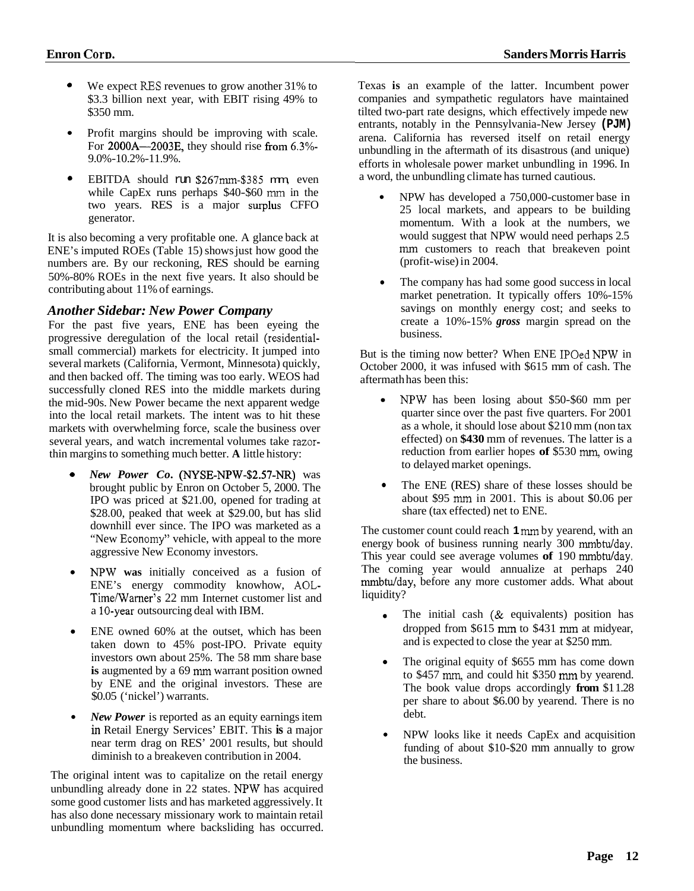- We expect RES revenues to grow another 31% to $3.3 billion next year, with EBIT rising 49% to $350 mm.

- Profit margins should be improving with scale. For 2000A—2003E, they should rise from 6.3%-9.0%-10.2%-11.9%.

- EBITDA should run $267mm-$385 mm, even while CapEx runs perhaps $40-$60 mm in the two years. RES is a major surplus CFFO generator.

It is also becoming a very profitable one. A glance back at ENE's imputed ROEs (Table 15) shows just how good the numbers are. By our reckoning, RES should be earning 50%-80% ROEs in the next five years. It also should be contributing about 11% of earnings.

### *Another Sidebar: New Power Company*

For the past five years, ENE has been eyeing the progressive deregulation of the local retail (residential-small commercial) markets for electricity. It jumped into several markets (California, Vermont, Minnesota) quickly, and then backed off. The timing was too early. WEOS had successfully cloned RES into the middle markets during the mid-90s. New Power became the next apparent wedge into the local retail markets. The intent was to hit these markets with overwhelming force, scale the business over several years, and watch incremental volumes take razor-thin margins to something much better. **A** little history:

- ***New Power Co*. (NYSE-NPW-$2.57-NR)** was brought public by Enron on October 5, 2000. The IPO was priced at $21.00, opened for trading at $28.00, peaked that week at $29.00, but has slid downhill ever since. The IPO was marketed as a "New Economy" vehicle, with appeal to the more aggressive New Economy investors.

- NPW **was** initially conceived as a fusion of ENE's energy commodity knowhow, AOL-Time/Warner's 22 mm Internet customer list and a 10-year outsourcing deal with IBM.

- ENE owned 60% at the outset, which has been taken down to 45% post-IPO. Private equity investors own about 25%. The 58 mm share base **is** augmented by a 69 mm warrant position owned by ENE and the original investors. These are $0.05 ('nickel') warrants.

- ***New Power*** is reported as an equity earnings item in Retail Energy Services' EBIT. This **is** a major near term drag on RES' 2001 results, but should diminish to a breakeven contribution in 2004.

The original intent was to capitalize on the retail energy unbundling already done in 22 states. NPW has acquired some good customer lists and has marketed aggressively. It has also done necessary missionary work to maintain retail unbundling momentum where backsliding has occurred. Texas **is** an example of the latter. Incumbent power companies and sympathetic regulators have maintained tilted two-part rate designs, which effectively impede new entrants, notably in the Pennsylvania-New Jersey **(PJM)** arena. California has reversed itself on retail energy unbundling in the aftermath of its disastrous (and unique) efforts in wholesale power market unbundling in 1996. In a word, the unbundling climate has turned cautious.

- NPW has developed a 750,000-customer base in 25 local markets, and appears to be building momentum. With a look at the numbers, we would suggest that NPW would need perhaps 2.5 mm customers to reach that breakeven point (profit-wise) in 2004.

- The company has had some good success in local market penetration. It typically offers 10%-15% savings on monthly energy cost; and seeks to create a 10%-15% ***gross*** margin spread on the business.

But is the timing now better? When ENE IPOed NPW in October 2000, it was infused with $615 mm of cash. The aftermath has been this:

- NPW has been losing about $50-$60 mm per quarter since over the past five quarters. For 2001 as a whole, it should lose about $210 mm (non tax effected) on **$430** mm of revenues. The latter is a reduction from earlier hopes **of** $530 mm, owing to delayed market openings.

- The ENE (RES) share of these losses should be about $95 mm in 2001. This is about $0.06 per share (tax effected) net to ENE.

The customer count could reach **1** mm by yearend, with an energy book of business running nearly 300 mmbtu/day. This year could see average volumes **of** 190 mmbtu/day. The coming year would annualize at perhaps 240 mmbtu/day, before any more customer adds. What about liquidity?

- The initial cash (& equivalents) position has dropped from $615 mm to $431 mm at midyear, and is expected to close the year at $250 mm.

- The original equity of $655 mm has come down to $457 mm, and could hit $350 mm by yearend. The book value drops accordingly **from** $11.28 per share to about $6.00 by yearend. There is no debt.

- NPW looks like it needs CapEx and acquisition funding of about $10-$20 mm annually to grow the business.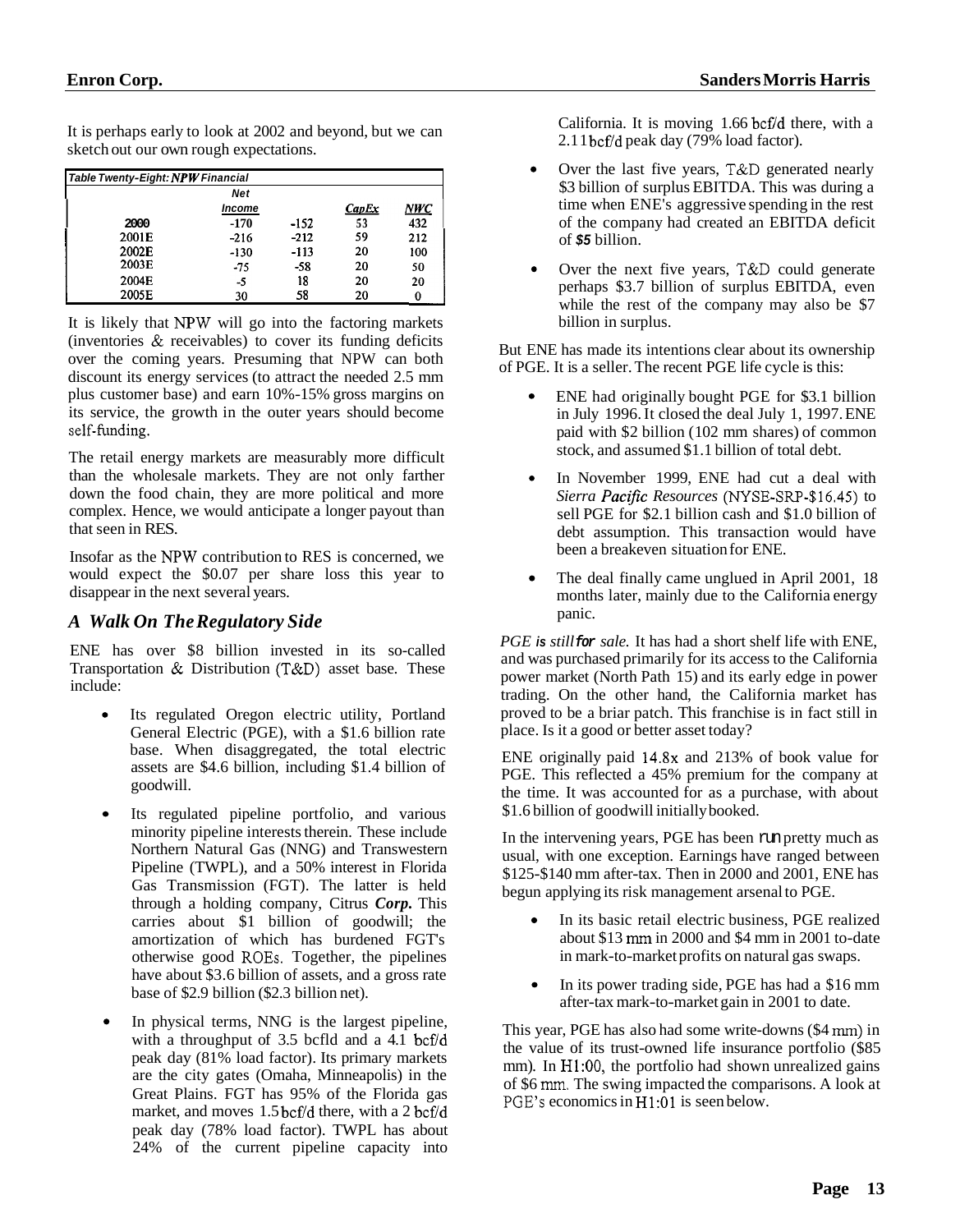It is perhaps early to look at 2002 and beyond, but we can sketch out our own rough expectations.

**Table Twenty-Eight: NPW Financial**

| | Net Income | | CapEx | NWC |
|---|---|---|---|---|
| 2000 | -170 | -152 | 53 | 432 |
| 2001E | -216 | -212 | 59 | 212 |
| 2002E | -130 | -113 | 20 | 100 |
| 2003E | -75 | -58 | 20 | 50 |
| 2004E | -5 | 18 | 20 | 20 |
| 2005E | 30 | 58 | 20 | 0 |

It is likely that NPW will go into the factoring markets (inventories & receivables) to cover its funding deficits over the coming years. Presuming that NPW can both discount its energy services (to attract the needed 2.5 mm plus customer base) and earn 10%-15% gross margins on its service, the growth in the outer years should become self-funding.

The retail energy markets are measurably more difficult than the wholesale markets. They are not only farther down the food chain, they are more political and more complex. Hence, we would anticipate a longer payout than that seen in RES.

Insofar as the NPW contribution to RES is concerned, we would expect the $0.07 per share loss this year to disappear in the next several years.

## A Walk On The Regulatory Side

ENE has over $8 billion invested in its so-called Transportation & Distribution (T&D) asset base. These include:

- Its regulated Oregon electric utility, Portland General Electric (PGE), with a $1.6 billion rate base. When disaggregated, the total electric assets are $4.6 billion, including $1.4 billion of goodwill.
- Its regulated pipeline portfolio, and various minority pipeline interests therein. These include Northern Natural Gas (NNG) and Transwestern Pipeline (TWPL), and a 50% interest in Florida Gas Transmission (FGT). The latter is held through a holding company, Citrus ***Corp.*** This carries about $1 billion of goodwill; the amortization of which has burdened FGT's otherwise good ROEs. Together, the pipelines have about $3.6 billion of assets, and a gross rate base of $2.9 billion ($2.3 billion net).
- In physical terms, NNG is the largest pipeline, with a throughput of 3.5 bcfld and a 4.1 bcf/d peak day (81% load factor). Its primary markets are the city gates (Omaha, Minneapolis) in the Great Plains. FGT has 95% of the Florida gas market, and moves 1.5 bcf/d there, with a 2 bcf/d peak day (78% load factor). TWPL has about 24% of the current pipeline capacity into California. It is moving 1.66 bcf/d there, with a 2.11 bcf/d peak day (79% load factor).
- Over the last five years, T&D generated nearly $3 billion of surplus EBITDA. This was during a time when ENE's aggressive spending in the rest of the company had created an EBITDA deficit of ***$5*** billion.
- Over the next five years, T&D could generate perhaps $3.7 billion of surplus EBITDA, even while the rest of the company may also be $7 billion in surplus.

But ENE has made its intentions clear about its ownership of PGE. It is a seller. The recent PGE life cycle is this:

- ENE had originally bought PGE for $3.1 billion in July 1996. It closed the deal July 1, 1997. ENE paid with $2 billion (102 mm shares) of common stock, and assumed $1.1 billion of total debt.
- In November 1999, ENE had cut a deal with *Sierra Pacific Resources* (NYSE-SRP-$16.45) to sell PGE for $2.1 billion cash and $1.0 billion of debt assumption. This transaction would have been a breakeven situation for ENE.
- The deal finally came unglued in April 2001, 18 months later, mainly due to the California energy panic.

*PGE is still for sale.* It has had a short shelf life with ENE, and was purchased primarily for its access to the California power market (North Path 15) and its early edge in power trading. On the other hand, the California market has proved to be a briar patch. This franchise is in fact still in place. Is it a good or better asset today?

ENE originally paid 14.8x and 213% of book value for PGE. This reflected a 45% premium for the company at the time. It was accounted for as a purchase, with about $1.6 billion of goodwill initially booked.

In the intervening years, PGE has been run pretty much as usual, with one exception. Earnings have ranged between $125-$140 mm after-tax. Then in 2000 and 2001, ENE has begun applying its risk management arsenal to PGE.

- In its basic retail electric business, PGE realized about $13 mm in 2000 and $4 mm in 2001 to-date in mark-to-market profits on natural gas swaps.
- In its power trading side, PGE has had a $16 mm after-tax mark-to-market gain in 2001 to date.

This year, PGE has also had some write-downs ($4 mm) in the value of its trust-owned life insurance portfolio ($85 mm). In H1:00, the portfolio had shown unrealized gains of $6 mm. The swing impacted the comparisons. A look at PGE's economics in H1:01 is seen below.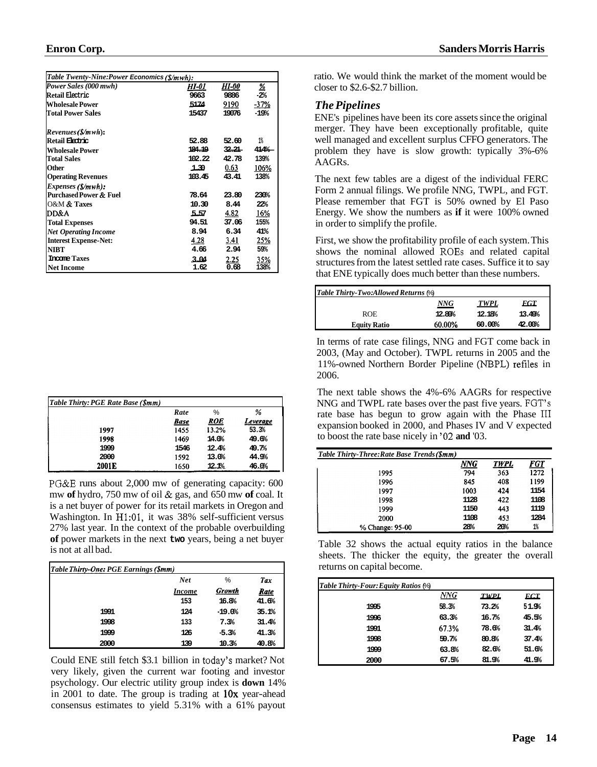| Table Twenty-Nine: Power Economics ($/mwh): | | | |
|---|---|---|---|
| *Power Sales (000 mwh)* | *HI-01* | *HI-00* | *%* |
| **Retail Electric** | 9663 | 9886 | -2% |
| **Wholesale Power** | 5174 | 9190 | -37% |
| **Total Power Sales** | 15437 | 19076 | -19% |
| | | | |
| *Revenues ($/mwh)*: | | | |
| **Retail Electric** | 52.88 | 52.60 | 1% |
| **Wholesale Power** | 184.19 | 32.21 | 414% |
| **Total Sales** | 102.22 | 42.78 | 139% |
| **Other** | 1.30 | 0.63 | 106% |
| **Operating Revenues** | 103.45 | 43.41 | 138% |
| *Expenses ($/mwh):* | | | |
| **Purchased Power & Fuel** | 78.64 | 23.80 | 230% |
| O&M **& Taxes** | 10.30 | 8.44 | 22% |
| **DD&A** | 5.57 | 4.82 | 16% |
| **Total Expenses** | 94.51 | 37.06 | 155% |
| ***Net Operating Income*** | 8.94 | 6.34 | 41% |
| **Interest Expense-Net:** | 4.28 | 3.41 | 25% |
| **NIBT** | 4.66 | 2.94 | 59% |
| **Income Taxes** | 3.04 | 2.25 | 35% |
| **Net Income** | 1.62 | 0.68 | 138% |

| Table Thirty: PGE Rate Base ($mm) | | | |
|---|---|---|---|
| | *Rate* | % | *%* |
| | ***Base*** | ***ROE*** | ***Leverage*** |
| 1997 | 1455 | 13.2% | 53.3% |
| 1998 | 1469 | 14.0% | 49.6% |
| 1999 | 1546 | 12.4% | 49.7% |
| 2000 | 1592 | 13.0% | 44.9% |
| **2001E** | 1650 | 12.1% | 46.0% |

PG&E runs about 2,000 mw of generating capacity: 600 mw **of** hydro, 750 mw of oil & gas, and 650 mw **of** coal. It is a net buyer of power for its retail markets in Oregon and Washington. In H1:01, it was 38% self-sufficient versus 27% last year. In the context of the probable overbuilding **of** power markets in the next **two** years, being a net buyer is not at all bad.

| Table Thirty-One: PGE Earnings ($mm) | | | |
|---|---|---|---|
| | *Net* | % | *Tax* |
| | *Income* | *Growth* | *Rate* |
| | 153 | 16.8% | 41.6% |
| 1991 | 124 | -19.0% | 35.1% |
| 1998 | 133 | 7.3% | 31.4% |
| 1999 | 126 | -5.3% | 41.3% |
| 2000 | 139 | 10.3% | 40.8% |

Could ENE still fetch $3.1 billion in today's market? Not very likely, given the current war footing and investor psychology. Our electric utility group index is **down** 14% in 2001 to date. The group is trading at 10x year-ahead consensus estimates to yield 5.31% with a 61% payout ratio. We would think the market of the moment would be closer to $2.6-$2.7 billion.

## *The Pipelines*

ENE's pipelines have been its core assets since the original merger. They have been exceptionally profitable, quite well managed and excellent surplus CFFO generators. The problem they have is slow growth: typically 3%-6% AAGRs.

The next few tables are a digest of the individual FERC Form 2 annual filings. We profile NNG, TWPL, and FGT. Please remember that FGT is 50% owned by El Paso Energy. We show the numbers as **if** it were 100% owned in order to simplify the profile.

First, we show the profitability profile of each system. This shows the nominal allowed ROEs and related capital structures from the latest settled rate cases. Suffice it to say that ENE typically does much better than these numbers.

| Table Thirty-Two: Allowed Returns (%) | | | |
|---|---|---|---|
| | *NNG* | *TWPL* | *FGT* |
| ROE | 12.89% | 12.18% | 13.49% |
| **Equity Ratio** | 60.00% | 60.00% | 42.00% |

In terms of rate case filings, NNG and FGT come back in 2003, (May and October). TWPL returns in 2005 and the 11%-owned Northern Border Pipeline (NBPL) refiles in 2006.

The next table shows the 4%-6% AAGRs for respective NNG and TWPL rate bases over the past five years. FGT's rate base has begun to grow again with the Phase III expansion booked in 2000, and Phases IV and V expected to boost the rate base nicely in '02 **and** '03.

| Table Thirty-Three: Rate Base Trends ($mm) | | | |
|---|---|---|---|
| | *NNG* | *TWPL* | *FGT* |
| 1995 | 794 | 363 | 1272 |
| 1996 | 845 | 408 | 1199 |
| 1997 | 1003 | 424 | 1154 |
| 1998 | 1128 | 422 | 1108 |
| 1999 | 1150 | 443 | 1119 |
| 2000 | 1108 | 453 | 1284 |
| % Change: 95-00 | 28% | 20% | 1% |

Table 32 shows the actual equity ratios in the balance sheets. The thicker the equity, the greater the overall returns on capital become.

| Table Thirty-Four: Equity Ratios (%) | | | |
|---|---|---|---|
| | *NNG* | *TWPL* | *FGT* |
| 1995 | 58.3% | 73.2% | 51.9% |
| 1996 | 63.3% | 16.7% | 45.5% |
| 1991 | 67.3% | 78.6% | 31.4% |
| 1998 | 59.7% | 80.8% | 37.4% |
| 1999 | 63.8% | 82.6% | 51.6% |
| 2000 | 67.5% | 81.9% | 41.9% |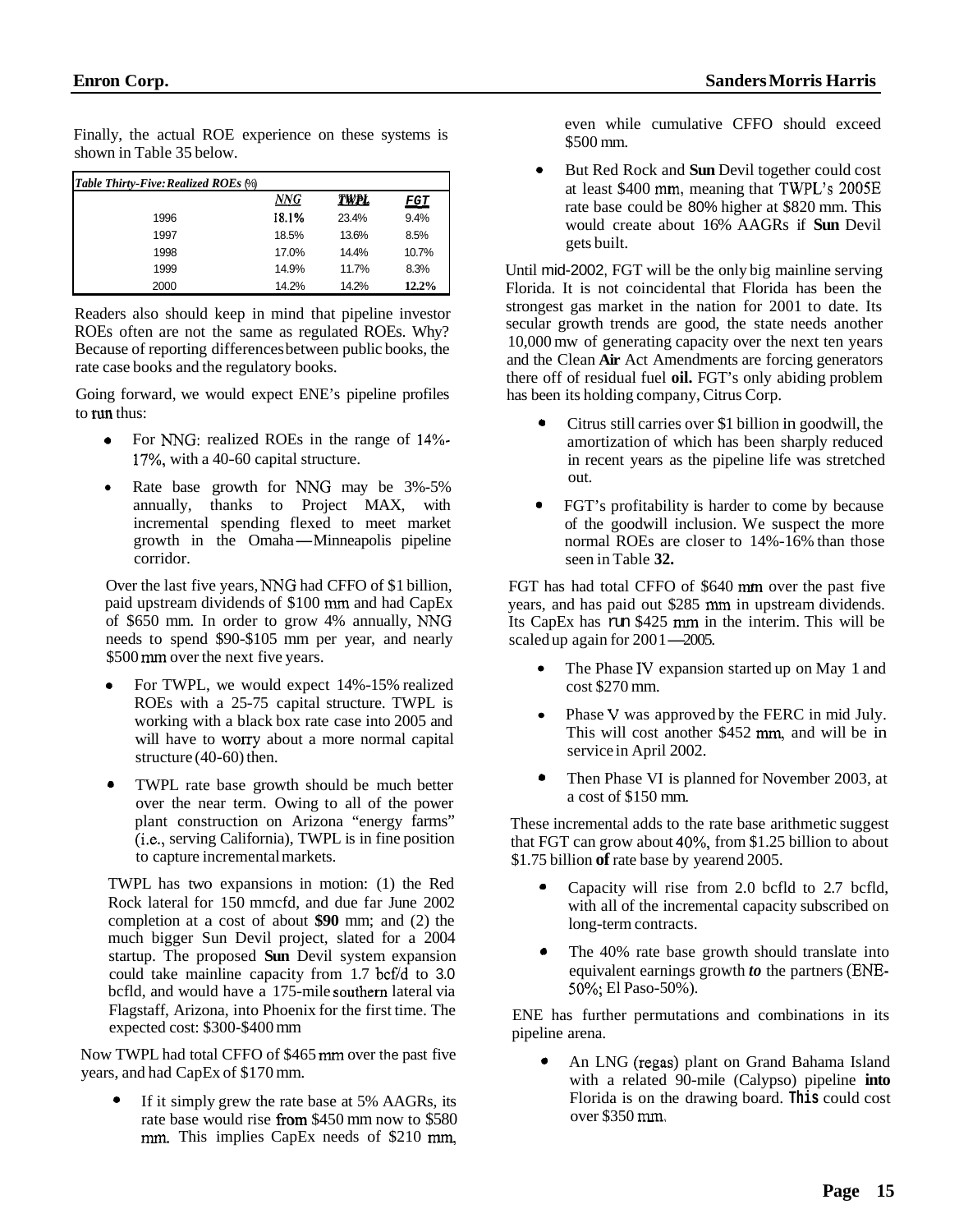Finally, the actual ROE experience on these systems is shown in Table 35 below.

| *Table Thirty-Five: Realized ROEs (%)* | | | |
|---|---|---|---|
| | *NNG* | *TWPL* | *FGT* |
| 1996 | 18.1% | 23.4% | 9.4% |
| 1997 | 18.5% | 13.6% | 8.5% |
| 1998 | 17.0% | 14.4% | 10.7% |
| 1999 | 14.9% | 11.7% | 8.3% |
| 2000 | 14.2% | 14.2% | 12.2% |

Readers also should keep in mind that pipeline investor ROEs often are not the same as regulated ROEs. Why? Because of reporting differences between public books, the rate case books and the regulatory books.

Going forward, we would expect ENE's pipeline profiles to run thus:

- For NNG: realized ROEs in the range of 14%-17%, with a 40-60 capital structure.
- Rate base growth for NNG may be 3%-5% annually, thanks to Project MAX, with incremental spending flexed to meet market growth in the Omaha—Minneapolis pipeline corridor.

Over the last five years, NNG had CFFO of $1 billion, paid upstream dividends of $100 mm and had CapEx of $650 mm. In order to grow 4% annually, NNG needs to spend $90-$105 mm per year, and nearly $500 mm over the next five years.

- For TWPL, we would expect 14%-15% realized ROEs with a 25-75 capital structure. TWPL is working with a black box rate case into 2005 and will have to worry about a more normal capital structure (40-60) then.
- TWPL rate base growth should be much better over the near term. Owing to all of the power plant construction on Arizona "energy farms" (i.e., serving California), TWPL is in fine position to capture incremental markets.

TWPL has two expansions in motion: (1) the Red Rock lateral for 150 mmcfd, and due far June 2002 completion at a cost of about **$90** mm; and (2) the much bigger Sun Devil project, slated for a 2004 startup. The proposed **Sun** Devil system expansion could take mainline capacity from 1.7 bcf/d to 3.0 bcfld, and would have a 175-mile southern lateral via Flagstaff, Arizona, into Phoenix for the first time. The expected cost: $300-$400 mm

Now TWPL had total CFFO of $465 mm over the past five years, and had CapEx of $170 mm.

- If it simply grew the rate base at 5% AAGRs, its rate base would rise from $450 mm now to $580 mm. This implies CapEx needs of $210 mm, even while cumulative CFFO should exceed $500 mm.
- But Red Rock and **Sun** Devil together could cost at least $400 mm, meaning that TWPL's 2005E rate base could be 80% higher at $820 mm. This would create about 16% AAGRs if **Sun** Devil gets built.

Until mid-2002, FGT will be the only big mainline serving Florida. It is not coincidental that Florida has been the strongest gas market in the nation for 2001 to date. Its secular growth trends are good, the state needs another 10,000 mw of generating capacity over the next ten years and the Clean **Air** Act Amendments are forcing generators there off of residual fuel **oil.** FGT's only abiding problem has been its holding company, Citrus Corp.

- Citrus still carries over $1 billion in goodwill, the amortization of which has been sharply reduced in recent years as the pipeline life was stretched out.
- FGT's profitability is harder to come by because of the goodwill inclusion. We suspect the more normal ROEs are closer to 14%-16% than those seen in Table **32.**

FGT has had total CFFO of $640 mm over the past five years, and has paid out $285 mm in upstream dividends. Its CapEx has run $425 mm in the interim. This will be scaled up again for 2001—2005.

- The Phase IV expansion started up on May 1 and cost $270 mm.
- Phase V was approved by the FERC in mid July. This will cost another $452 mm, and will be in service in April 2002.
- Then Phase VI is planned for November 2003, at a cost of $150 mm.

These incremental adds to the rate base arithmetic suggest that FGT can grow about 40%, from $1.25 billion to about $1.75 billion **of** rate base by yearend 2005.

- Capacity will rise from 2.0 bcfld to 2.7 bcfld, with all of the incremental capacity subscribed on long-term contracts.
- The 40% rate base growth should translate into equivalent earnings growth ***to*** the partners (ENE-50%; El Paso-50%).

ENE has further permutations and combinations in its pipeline arena.

- An LNG (regas) plant on Grand Bahama Island with a related 90-mile (Calypso) pipeline **into** Florida is on the drawing board. **This** could cost over $350 mm.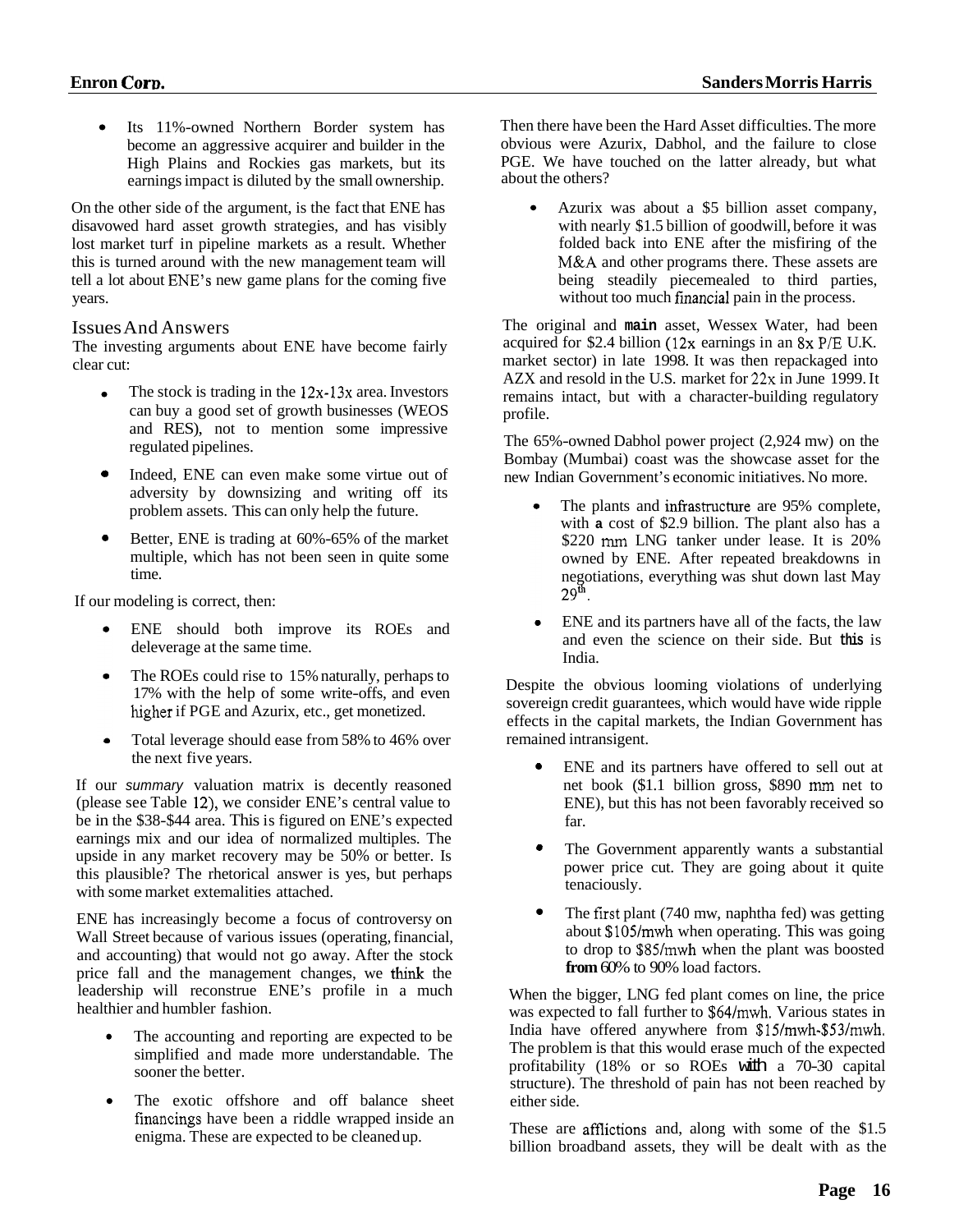- Its 11%-owned Northern Border system has become an aggressive acquirer and builder in the High Plains and Rockies gas markets, but its earnings impact is diluted by the small ownership.

On the other side of the argument, is the fact that ENE has disavowed hard asset growth strategies, and has visibly lost market turf in pipeline markets as a result. Whether this is turned around with the new management team will tell a lot about ENE's new game plans for the coming five years.

## Issues And Answers

The investing arguments about ENE have become fairly clear cut:

- The stock is trading in the 12x-13x area. Investors can buy a good set of growth businesses (WEOS and RES), not to mention some impressive regulated pipelines.
- Indeed, ENE can even make some virtue out of adversity by downsizing and writing off its problem assets. This can only help the future.
- Better, ENE is trading at 60%-65% of the market multiple, which has not been seen in quite some time.

If our modeling is correct, then:

- ENE should both improve its ROEs and deleverage at the same time.
- The ROEs could rise to 15% naturally, perhaps to 17% with the help of some write-offs, and even higher if PGE and Azurix, etc., get monetized.
- Total leverage should ease from 58% to 46% over the next five years.

If our *summary* valuation matrix is decently reasoned (please see Table 12), we consider ENE's central value to be in the $38-$44 area. This is figured on ENE's expected earnings mix and our idea of normalized multiples. The upside in any market recovery may be 50% or better. Is this plausible? The rhetorical answer is yes, but perhaps with some market externalities attached.

ENE has increasingly become a focus of controversy on Wall Street because of various issues (operating, financial, and accounting) that would not go away. After the stock price fall and the management changes, we think the leadership will reconstrue ENE's profile in a much healthier and humbler fashion.

- The accounting and reporting are expected to be simplified and made more understandable. The sooner the better.
- The exotic offshore and off balance sheet financings have been a riddle wrapped inside an enigma. These are expected to be cleaned up.

Then there have been the Hard Asset difficulties. The more obvious were Azurix, Dabhol, and the failure to close PGE. We have touched on the latter already, but what about the others?

- Azurix was about a $5 billion asset company, with nearly $1.5 billion of goodwill, before it was folded back into ENE after the misfiring of the M&A and other programs there. These assets are being steadily piecemealed to third parties, without too much financial pain in the process.

The original and **main** asset, Wessex Water, had been acquired for $2.4 billion (12x earnings in an 8x P/E U.K. market sector) in late 1998. It was then repackaged into AZX and resold in the U.S. market for 22x in June 1999. It remains intact, but with a character-building regulatory profile.

The 65%-owned Dabhol power project (2,924 mw) on the Bombay (Mumbai) coast was the showcase asset for the new Indian Government's economic initiatives. No more.

- The plants and infrastructure are 95% complete, with a cost of $2.9 billion. The plant also has a $220 mm LNG tanker under lease. It is 20% owned by ENE. After repeated breakdowns in negotiations, everything was shut down last May 29th.
- ENE and its partners have all of the facts, the law and even the science on their side. But **this** is India.

Despite the obvious looming violations of underlying sovereign credit guarantees, which would have wide ripple effects in the capital markets, the Indian Government has remained intransigent.

- ENE and its partners have offered to sell out at net book ($1.1 billion gross, $890 mm net to ENE), but this has not been favorably received so far.
- The Government apparently wants a substantial power price cut. They are going about it quite tenaciously.
- The first plant (740 mw, naphtha fed) was getting about $105/mwh when operating. This was going to drop to $85/mwh when the plant was boosted **from** 60% to 90% load factors.

When the bigger, LNG fed plant comes on line, the price was expected to fall further to $64/mwh. Various states in India have offered anywhere from $15/mwh-$53/mwh. The problem is that this would erase much of the expected profitability (18% or so ROEs **with** a 70-30 capital structure). The threshold of pain has not been reached by either side.

These are afflictions and, along with some of the $1.5 billion broadband assets, they will be dealt with as the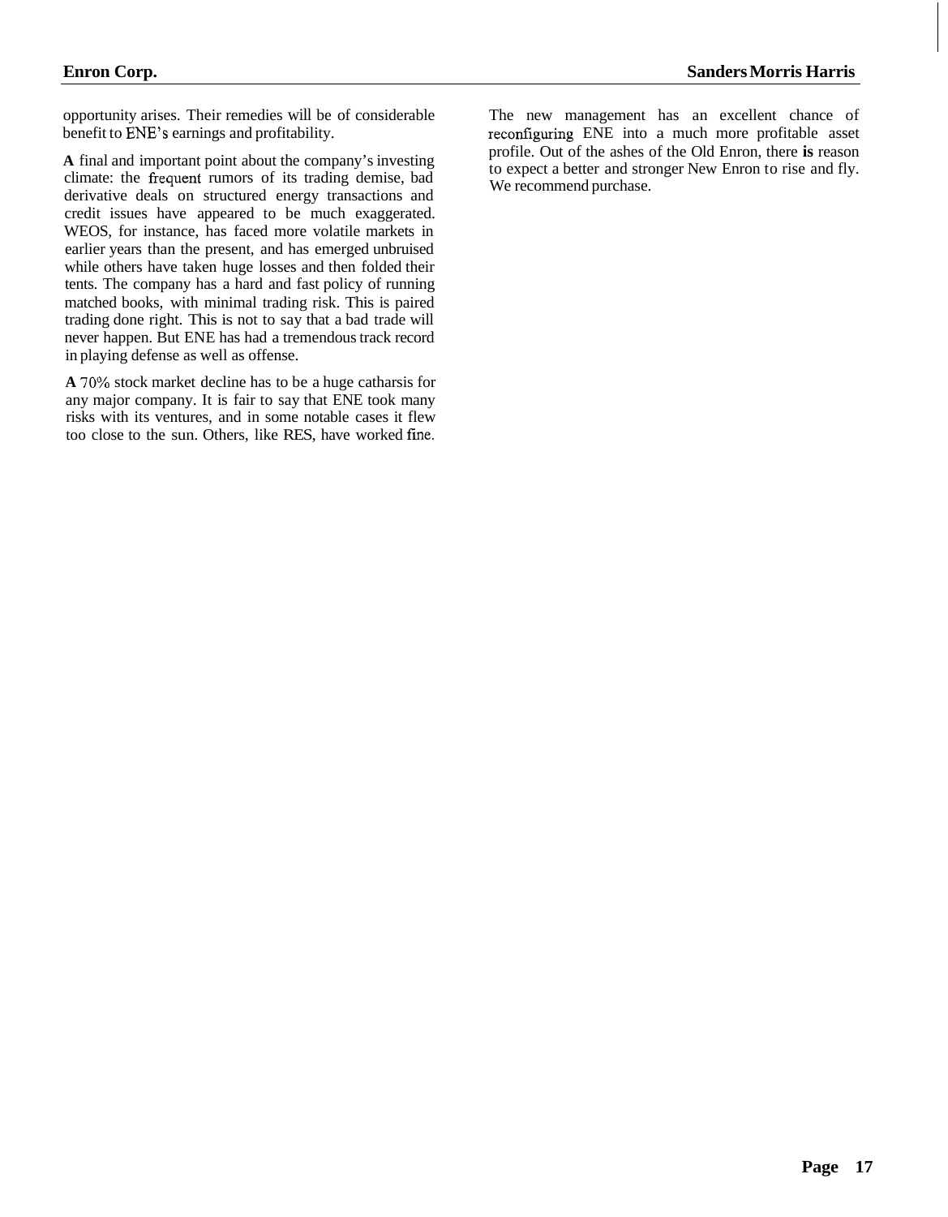opportunity arises. Their remedies will be of considerable benefit to ENE's earnings and profitability.

**A** final and important point about the company's investing climate: the frequent rumors of its trading demise, bad derivative deals on structured energy transactions and credit issues have appeared to be much exaggerated. WEOS, for instance, has faced more volatile markets in earlier years than the present, and has emerged unbruised while others have taken huge losses and then folded their tents. The company has a hard and fast policy of running matched books, with minimal trading risk. This is paired trading done right. This is not to say that a bad trade will never happen. But ENE has had a tremendous track record in playing defense as well as offense.

**A** 70% stock market decline has to be a huge catharsis for any major company. It is fair to say that ENE took many risks with its ventures, and in some notable cases it flew too close to the sun. Others, like RES, have worked fine.

The new management has an excellent chance of reconfiguring ENE into a much more profitable asset profile. Out of the ashes of the Old Enron, there **is** reason to expect a better and stronger New Enron to rise and fly. We recommend purchase.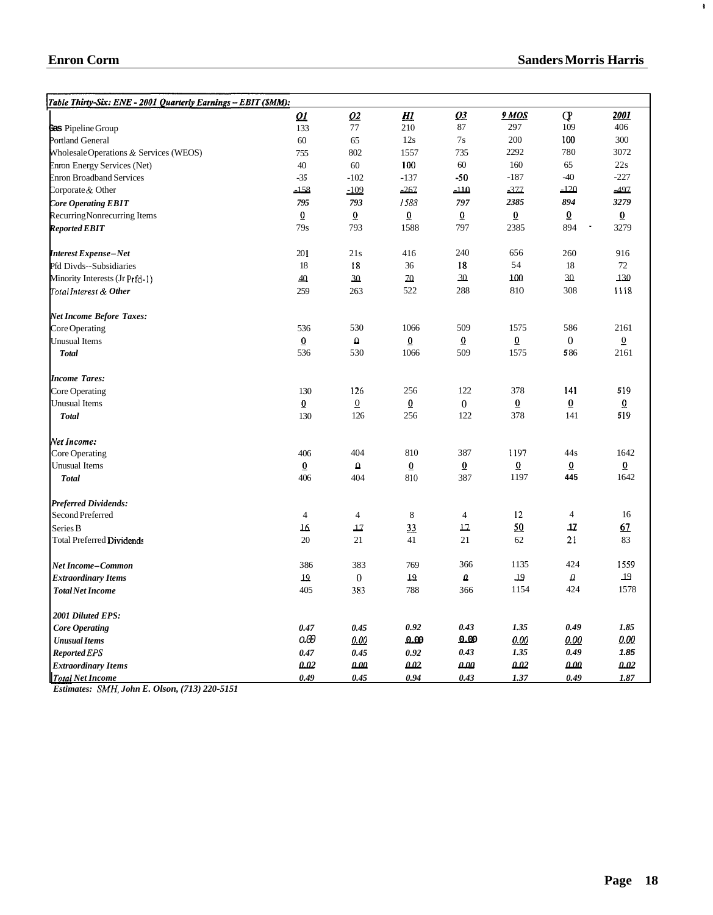**Table Thirty-Six: ENE - 2001 Quarterly Earnings – EBIT ($MM):**

| | Q1 | Q2 | H1 | Q3 | 9 MOS | Q4 | 2001 |
|---|---|---|---|---|---|---|---|
| Gas Pipeline Group | 133 | 77 | 210 | 87 | 297 | 109 | 406 |
| Portland General | 60 | 65 | 125 | 75 | 200 | 100 | 300 |
| Wholesale Operations & Services (WEOS) | 755 | 802 | 1557 | 735 | 2292 | 780 | 3072 |
| Enron Energy Services (Net) | 40 | 60 | 100 | 60 | 160 | 65 | 225 |
| Enron Broadband Services | -35 | -102 | -137 | -50 | -187 | -40 | -227 |
| Corporate & Other | -158 | -109 | -267 | -110 | -377 | -120 | -497 |
| ***Core Operating EBIT*** | ***795*** | ***793*** | ***1588*** | ***797*** | ***2385*** | ***894*** | ***3279*** |
| Recurring Nonrecurring Items | 0 | 0 | 0 | 0 | 0 | 0 | 0 |
| ***Reported EBIT*** | 795 | 793 | 1588 | 797 | 2385 | 894 | 3279 |
| | | | | | | | |
| ***Interest Expense–Net*** | 201 | 215 | 416 | 240 | 656 | 260 | 916 |
| Pfd Divds--Subsidiaries | 18 | 18 | 36 | 18 | 54 | 18 | 72 |
| Minority Interests (Jr Prfd-1) | 40 | 30 | 70 | 30 | 100 | 30 | 130 |
| ***Total Interest & Other*** | 259 | 263 | 522 | 288 | 810 | 308 | 1118 |
| | | | | | | | |
| ***Net Income Before Taxes:*** | | | | | | | |
| Core Operating | 536 | 530 | 1066 | 509 | 1575 | 586 | 2161 |
| Unusual Items | 0 | 0 | 0 | 0 | 0 | 0 | 0 |
| ***Total*** | 536 | 530 | 1066 | 509 | 1575 | 586 | 2161 |
| | | | | | | | |
| ***Income Taxes:*** | | | | | | | |
| Core Operating | 130 | 126 | 256 | 122 | 378 | 141 | 519 |
| Unusual Items | 0 | 0 | 0 | 0 | 0 | 0 | 0 |
| ***Total*** | 130 | 126 | 256 | 122 | 378 | 141 | 519 |
| | | | | | | | |
| ***Net Income:*** | | | | | | | |
| Core Operating | 406 | 404 | 810 | 387 | 1197 | 445 | 1642 |
| Unusual Items | 0 | 0 | 0 | 0 | 0 | 0 | 0 |
| ***Total*** | 406 | 404 | 810 | 387 | 1197 | 445 | 1642 |
| | | | | | | | |
| ***Preferred Dividends:*** | | | | | | | |
| Second Preferred | 4 | 4 | 8 | 4 | 12 | 4 | 16 |
| Series B | 16 | 17 | 33 | 17 | 50 | 17 | 67 |
| Total Preferred Dividends | 20 | 21 | 41 | 21 | 62 | 21 | 83 |
| | | | | | | | |
| ***Net Income–Common*** | 386 | 383 | 769 | 366 | 1135 | 424 | 1559 |
| ***Extraordinary Items*** | 19 | 0 | 19 | 0 | 19 | 0 | 19 |
| ***Total Net Income*** | 405 | 383 | 788 | 366 | 1154 | 424 | 1578 |
| | | | | | | | |
| ***2001 Diluted EPS:*** | | | | | | | |
| ***Core Operating*** | *0.47* | *0.45* | *0.92* | *0.43* | *1.35* | *0.49* | *1.85* |
| ***Unusual Items*** | *0.00* | *0.00* | *0.00* | *0.00* | *0.00* | *0.00* | *0.00* |
| ***Reported EPS*** | *0.47* | *0.45* | *0.92* | *0.43* | *1.35* | *0.49* | *1.85* |
| ***Extraordinary Items*** | *0.02* | *0.00* | *0.02* | *0.00* | *0.02* | *0.00* | *0.02* |
| ***Total Net Income*** | *0.49* | *0.45* | *0.94* | *0.43* | *1.37* | *0.49* | *1.87* |

***Estimates: SMH, John E. Olson, (713) 220-5151***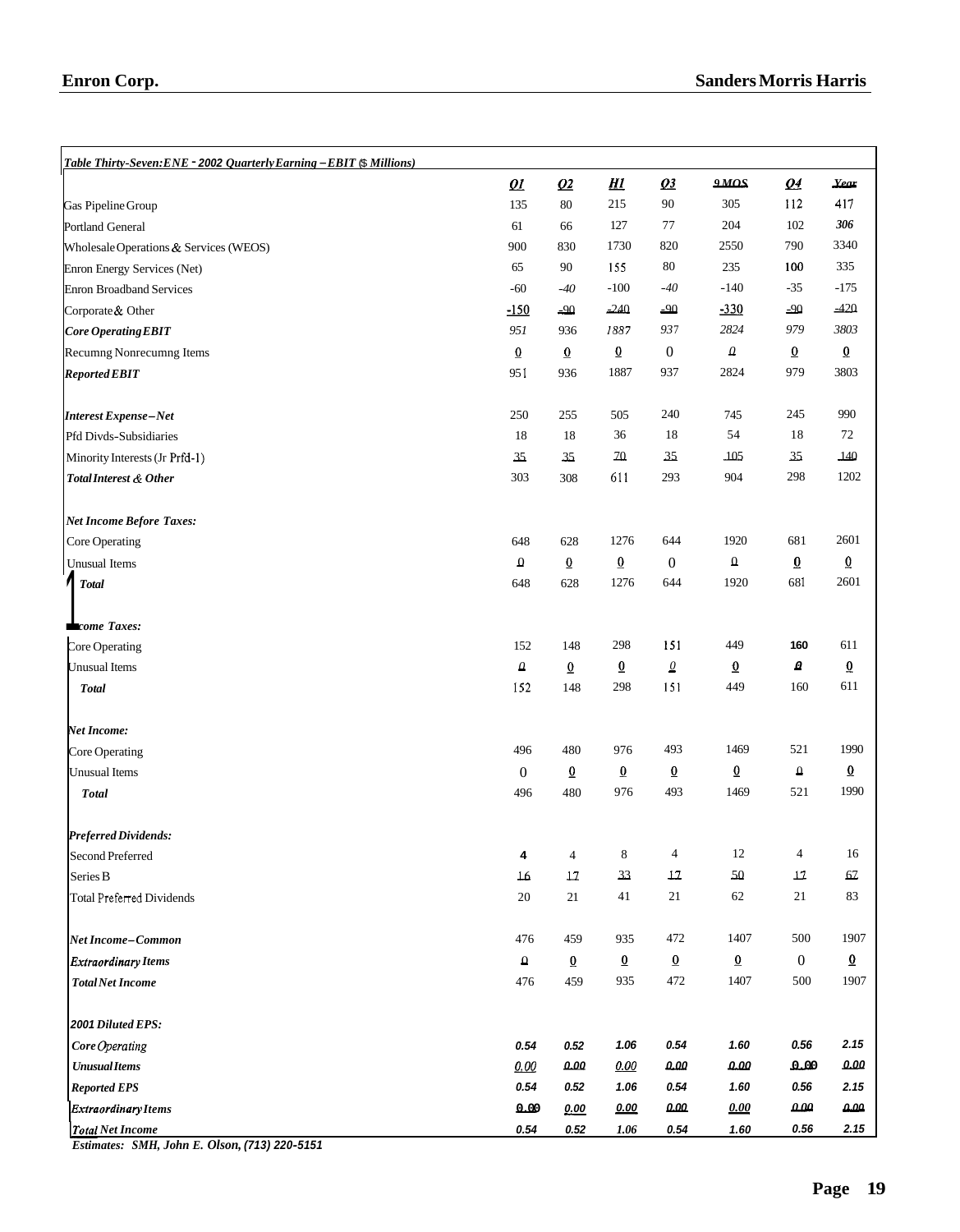**Table Thirty-Seven: ENE - 2002 Quarterly Earning – EBIT ($ Millions)**

| | Q1 | Q2 | H1 | Q3 | 9 MOS | Q4 | Year |
|---|---|---|---|---|---|---|---|
| Gas Pipeline Group | 135 | 80 | 215 | 90 | 305 | 112 | 417 |
| Portland General | 61 | 66 | 127 | 77 | 204 | 102 | 306 |
| Wholesale Operations & Services (WEOS) | 900 | 830 | 1730 | 820 | 2550 | 790 | 3340 |
| Enron Energy Services (Net) | 65 | 90 | 155 | 80 | 235 | 100 | 335 |
| Enron Broadband Services | -60 | -40 | -100 | -40 | -140 | -35 | -175 |
| Corporate & Other | -150 | -90 | -240 | -90 | -330 | -90 | -420 |
| ***Core Operating EBIT*** | 951 | 936 | 1887 | 937 | 2824 | 979 | 3803 |
| Recurring Nonrecurring Items | 0 | 0 | 0 | 0 | 0 | 0 | 0 |
| ***Reported EBIT*** | 951 | 936 | 1887 | 937 | 2824 | 979 | 3803 |
| | | | | | | | |
| ***Interest Expense–Net*** | 250 | 255 | 505 | 240 | 745 | 245 | 990 |
| Pfd Divds-Subsidiaries | 18 | 18 | 36 | 18 | 54 | 18 | 72 |
| Minority Interests (Jr Prfd-1) | 35 | 35 | 70 | 35 | 105 | 35 | 140 |
| ***Total Interest & Other*** | 303 | 308 | 611 | 293 | 904 | 298 | 1202 |
| | | | | | | | |
| ***Net Income Before Taxes:*** | | | | | | | |
| Core Operating | 648 | 628 | 1276 | 644 | 1920 | 681 | 2601 |
| Unusual Items | 0 | 0 | 0 | 0 | 0 | 0 | 0 |
| ***Total*** | 648 | 628 | 1276 | 644 | 1920 | 681 | 2601 |
| | | | | | | | |
| ***Income Taxes:*** | | | | | | | |
| Core Operating | 152 | 148 | 298 | 151 | 449 | 160 | 611 |
| Unusual Items | 0 | 0 | 0 | 0 | 0 | 0 | 0 |
| ***Total*** | 152 | 148 | 298 | 151 | 449 | 160 | 611 |
| | | | | | | | |
| ***Net Income:*** | | | | | | | |
| Core Operating | 496 | 480 | 976 | 493 | 1469 | 521 | 1990 |
| Unusual Items | 0 | 0 | 0 | 0 | 0 | 0 | 0 |
| ***Total*** | 496 | 480 | 976 | 493 | 1469 | 521 | 1990 |
| | | | | | | | |
| ***Preferred Dividends:*** | | | | | | | |
| Second Preferred | 4 | 4 | 8 | 4 | 12 | 4 | 16 |
| Series B | 16 | 17 | 33 | 17 | 50 | 17 | 67 |
| Total Preferred Dividends | 20 | 21 | 41 | 21 | 62 | 21 | 83 |
| | | | | | | | |
| ***Net Income–Common*** | 476 | 459 | 935 | 472 | 1407 | 500 | 1907 |
| ***Extraordinary Items*** | 0 | 0 | 0 | 0 | 0 | 0 | 0 |
| ***Total Net Income*** | 476 | 459 | 935 | 472 | 1407 | 500 | 1907 |
| | | | | | | | |
| ***2001 Diluted EPS:*** | | | | | | | |
| ***Core Operating*** | 0.54 | 0.52 | 1.06 | 0.54 | 1.60 | 0.56 | 2.15 |
| ***Unusual Items*** | 0.00 | 0.00 | 0.00 | 0.00 | 0.00 | 0.00 | 0.00 |
| ***Reported EPS*** | 0.54 | 0.52 | 1.06 | 0.54 | 1.60 | 0.56 | 2.15 |
| ***Extraordinary Items*** | 0.00 | 0.00 | 0.00 | 0.00 | 0.00 | 0.00 | 0.00 |
| ***Total Net Income*** | 0.54 | 0.52 | 1.06 | 0.54 | 1.60 | 0.56 | 2.15 |

*Estimates: SMH, John E. Olson, (713) 220-5151*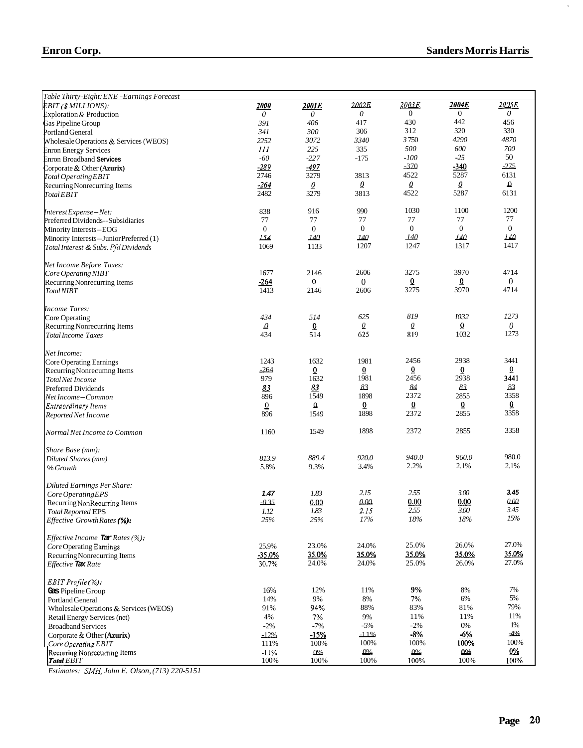| Table Thirty-Eight: ENE -Earnings Forecast | | | | | | |
|---|---|---|---|---|---|---|
| EBIT ($ MILLIONS): | 2000 | 2001E | 2002E | 2003E | 2004E | 2005E |
| Exploration & Production | 0 | 0 | 0 | 0 | 0 | 0 |
| Gas Pipeline Group | 391 | 406 | 417 | 430 | 442 | 456 |
| Portland General | 341 | 300 | 306 | 312 | 320 | 330 |
| Wholesale Operations & Services (WEOS) | 2252 | 3072 | 3340 | 3750 | 4290 | 4870 |
| Enron Energy Services | 111 | 225 | 335 | 500 | 600 | 700 |
| Enron Broadband Services | -60 | -227 | -175 | -100 | -25 | 50 |
| Corporate & Other (Azurix) | -289 | -497 | | -370 | -340 | -275 |
| Total Operating EBIT | 2746 | 3279 | 3813 | 4522 | 5287 | 6131 |
| Recurring Nonrecurring Items | -264 | 0 | 0 | 0 | 0 | 0 |
| Total EBIT | 2482 | 3279 | 3813 | 4522 | 5287 | 6131 |
| | | | | | | |
| Interest Expense—Net: | 838 | 916 | 990 | 1030 | 1100 | 1200 |
| Preferred Dividends--Subsidiaries | 77 | 77 | 77 | 77 | 77 | 77 |
| Minority Interests—EOG | 0 | 0 | 0 | 0 | 0 | 0 |
| Minority Interests—Junior Preferred (1) | 154 | 140 | 140 | 140 | 140 | 140 |
| Total Interest & Subs. Pfd Dividends | 1069 | 1133 | 1207 | 1247 | 1317 | 1417 |
| | | | | | | |
| Net Income Before Taxes: | | | | | | |
| Core Operating NIBT | 1677 | 2146 | 2606 | 3275 | 3970 | 4714 |
| Recurring Nonrecurring Items | -264 | 0 | 0 | 0 | 0 | 0 |
| Total NIBT | 1413 | 2146 | 2606 | 3275 | 3970 | 4714 |
| | | | | | | |
| Income Tares: | | | | | | |
| Core Operating | 434 | 514 | 625 | 819 | 1032 | 1273 |
| Recurring Nonrecurring Items | 0 | 0 | 0 | 0 | 0 | 0 |
| Total Income Taxes | 434 | 514 | 625 | 819 | 1032 | 1273 |
| | | | | | | |
| Net Income: | | | | | | |
| Core Operating Earnings | 1243 | 1632 | 1981 | 2456 | 2938 | 3441 |
| Recurring Nonrecurring Items | -264 | 0 | 0 | 0 | 0 | 0 |
| Total Net Income | 979 | 1632 | 1981 | 2456 | 2938 | 3441 |
| Preferred Dividends | 83 | 83 | 83 | 84 | 83 | 83 |
| Net Income—Common | 896 | 1549 | 1898 | 2372 | 2855 | 3358 |
| Extraordinary Items | 0 | 0 | 0 | 0 | 0 | 0 |
| Reported Net Income | 896 | 1549 | 1898 | 2372 | 2855 | 3358 |
| | | | | | | |
| Normal Net Income to Common | 1160 | 1549 | 1898 | 2372 | 2855 | 3358 |
| | | | | | | |
| Share Base (mm): | | | | | | |
| Diluted Shares (mm) | 813.9 | 889.4 | 920.0 | 940.0 | 960.0 | 980.0 |
| % Growth | 5.8% | 9.3% | 3.4% | 2.2% | 2.1% | 2.1% |
| | | | | | | |
| Diluted Earnings Per Share: | | | | | | |
| Core Operating EPS | 1.47 | 1.83 | 2.15 | 2.55 | 3.00 | 3.45 |
| Recurring NonRecurring Items | -0.35 | 0.00 | 0.00 | 0.00 | 0.00 | 0.00 |
| Total Reported EPS | 1.12 | 1.83 | 2.15 | 2.55 | 3.00 | 3.45 |
| Effective Growth Rates (%): | 25% | 25% | 17% | 18% | 18% | 15% |
| | | | | | | |
| Effective Income Tar Rates (%): | | | | | | |
| Core Operating Earnings | 25.9% | 23.0% | 24.0% | 25.0% | 26.0% | 27.0% |
| Recurring Nonrecurring Items | -35.0% | 35.0% | 35.0% | 35.0% | 35.0% | 35.0% |
| Effective Tax Rate | 30.7% | 24.0% | 24.0% | 25.0% | 26.0% | 27.0% |
| | | | | | | |
| EBIT Profile (%): | | | | | | |
| Gas Pipeline Group | 16% | 12% | 11% | 9% | 8% | 7% |
| Portland General | 14% | 9% | 8% | 7% | 6% | 5% |
| Wholesale Operations & Services (WEOS) | 91% | 94% | 88% | 83% | 81% | 79% |
| Retail Energy Services (net) | 4% | 7% | 9% | 11% | 11% | 11% |
| Broadband Services | -2% | -7% | -5% | -2% | 0% | 1% |
| Corporate & Other (Azurix) | -12% | -15% | -11% | -8% | -6% | -4% |
| Core Operating EBIT | 111% | 100% | 100% | 100% | 100% | 100% |
| Recurring Nonrecurring Items | -11% | 0% | 0% | 0% | 0% | 0% |
| Total EBIT | 100% | 100% | 100% | 100% | 100% | 100% |

*Estimates: SMH, John E. Olson, (713) 220-5151*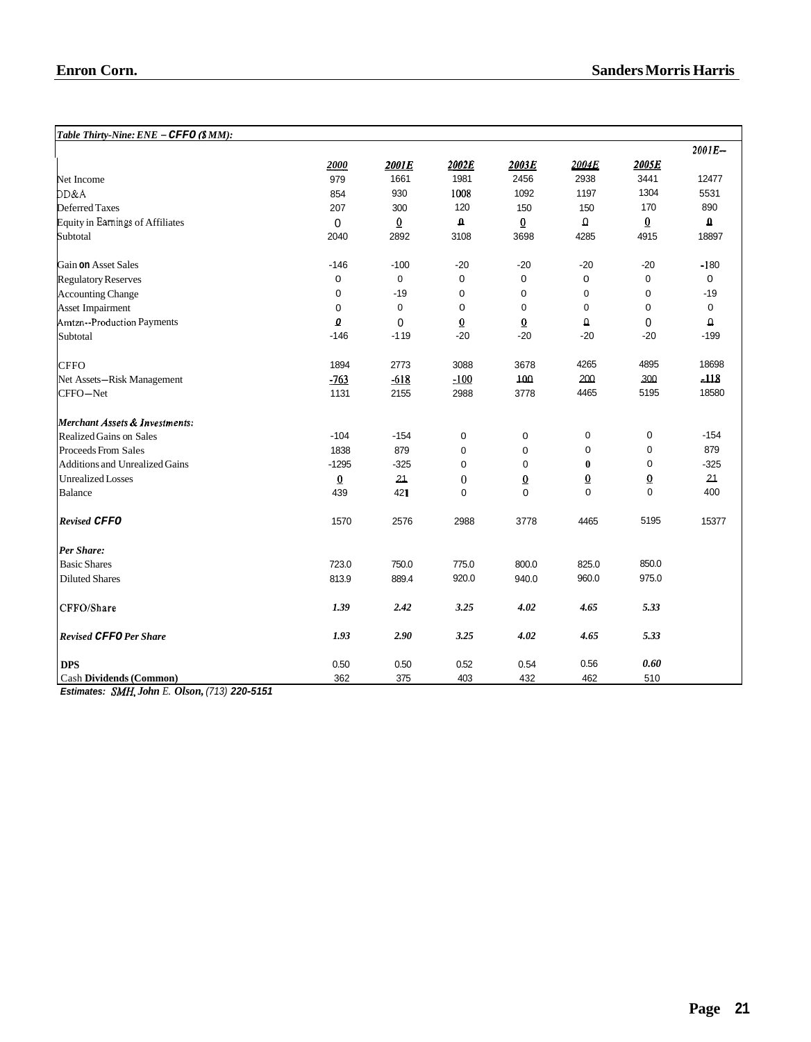| *Table Thirty-Nine: ENE – CFFO ($ MM):* | | | | | | | |
|---|---|---|---|---|---|---|---|
| | 2000 | 2001E | 2002E | 2003E | 2004E | 2005E | 2001E-- |
| Net Income | 979 | 1661 | 1981 | 2456 | 2938 | 3441 | 12477 |
| DD&A | 854 | 930 | 1008 | 1092 | 1197 | 1304 | 5531 |
| Deferred Taxes | 207 | 300 | 120 | 150 | 150 | 170 | 890 |
| Equity in Earnings of Affiliates | 0 | 0 | 0 | 0 | 0 | 0 | 0 |
| Subtotal | 2040 | 2892 | 3108 | 3698 | 4285 | 4915 | 18897 |
| | | | | | | | |
| Gain on Asset Sales | -146 | -100 | -20 | -20 | -20 | -20 | -180 |
| Regulatory Reserves | 0 | 0 | 0 | 0 | 0 | 0 | 0 |
| Accounting Change | 0 | -19 | 0 | 0 | 0 | 0 | -19 |
| Asset Impairment | 0 | 0 | 0 | 0 | 0 | 0 | 0 |
| Amtzn--Production Payments | 0 | 0 | 0 | 0 | 0 | 0 | 0 |
| Subtotal | -146 | -119 | -20 | -20 | -20 | -20 | -199 |
| | | | | | | | |
| CFFO | 1894 | 2773 | 3088 | 3678 | 4265 | 4895 | 18698 |
| Net Assets–Risk Management | -763 | -618 | -100 | 100 | 200 | 300 | -118 |
| CFFO–Net | 1131 | 2155 | 2988 | 3778 | 4465 | 5195 | 18580 |
| | | | | | | | |
| ***Merchant Assets & Investments:*** | | | | | | | |
| Realized Gains on Sales | -104 | -154 | 0 | 0 | 0 | 0 | -154 |
| Proceeds From Sales | 1838 | 879 | 0 | 0 | 0 | 0 | 879 |
| Additions and Unrealized Gains | -1295 | -325 | 0 | 0 | 0 | 0 | -325 |
| Unrealized Losses | 0 | 21 | 0 | 0 | 0 | 0 | 21 |
| Balance | 439 | 421 | 0 | 0 | 0 | 0 | 400 |
| | | | | | | | |
| ***Revised CFFO*** | 1570 | 2576 | 2988 | 3778 | 4465 | 5195 | 15377 |
| | | | | | | | |
| ***Per Share:*** | | | | | | | |
| Basic Shares | 723.0 | 750.0 | 775.0 | 800.0 | 825.0 | 850.0 | |
| Diluted Shares | 813.9 | 889.4 | 920.0 | 940.0 | 960.0 | 975.0 | |
| | | | | | | | |
| CFFO/Share | *1.39* | *2.42* | *3.25* | *4.02* | *4.65* | *5.33* | |
| | | | | | | | |
| ***Revised CFFO Per Share*** | *1.93* | *2.90* | *3.25* | *4.02* | *4.65* | *5.33* | |
| | | | | | | | |
| **DPS** | 0.50 | 0.50 | 0.52 | 0.54 | 0.56 | *0.60* | |
| Cash **Dividends (Common)** | 362 | 375 | 403 | 432 | 462 | 510 | |

***Estimates:*** *SMH,* ***John*** *E.* ***Olson,*** *(713)* ***220-5151***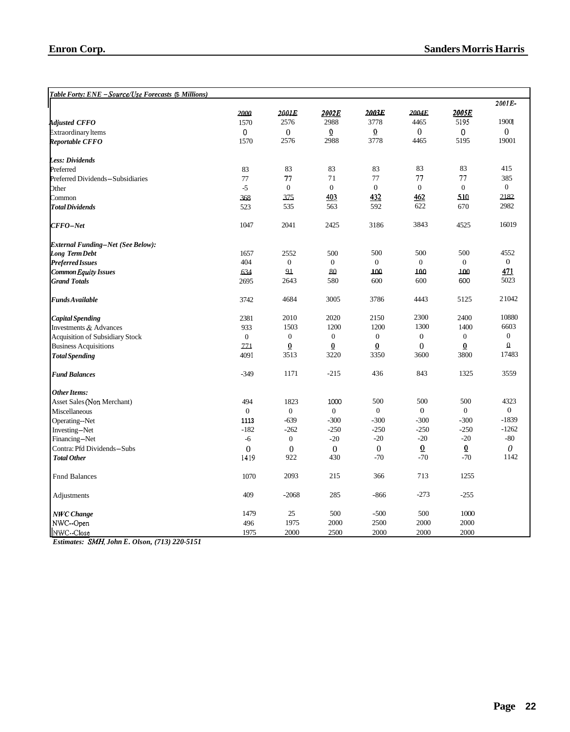**Table Forty: ENE – Source/Use Forecasts ($ Millions)**

| | 2000 | 2001E | 2002E | 2003E | 2004E | 2005E | 2001E- |
|---|---|---|---|---|---|---|---|
| ***Adjusted CFFO*** | 1570 | 2576 | 2988 | 3778 | 4465 | 5195 | 19001 |
| Extraordinary Items | 0 | 0 | 0 | 0 | 0 | 0 | 0 |
| ***Reportable CFFO*** | 1570 | 2576 | 2988 | 3778 | 4465 | 5195 | 19001 |
| ***Less: Dividends*** | | | | | | | |
| Preferred | 83 | 83 | 83 | 83 | 83 | 83 | 415 |
| Preferred Dividends–Subsidiaries | 77 | 77 | 71 | 77 | 77 | 77 | 385 |
| Other | -5 | 0 | 0 | 0 | 0 | 0 | 0 |
| Common | 368 | 375 | 403 | 432 | 462 | 510 | 2182 |
| ***Total Dividends*** | 523 | 535 | 563 | 592 | 622 | 670 | 2982 |
| ***CFFO–Net*** | 1047 | 2041 | 2425 | 3186 | 3843 | 4525 | 16019 |
| ***External Funding–Net (See Below):*** | | | | | | | |
| ***Long Term Debt*** | 1657 | 2552 | 500 | 500 | 500 | 500 | 4552 |
| ***Preferred Issues*** | 404 | 0 | 0 | 0 | 0 | 0 | 0 |
| ***Common Equity Issues*** | 634 | 91 | 80 | 100 | 100 | 100 | 471 |
| ***Grand Totals*** | 2695 | 2643 | 580 | 600 | 600 | 600 | 5023 |
| ***Funds Available*** | 3742 | 4684 | 3005 | 3786 | 4443 | 5125 | 21042 |
| ***Capital Spending*** | 2381 | 2010 | 2020 | 2150 | 2300 | 2400 | 10880 |
| Investments & Advances | 933 | 1503 | 1200 | 1200 | 1300 | 1400 | 6603 |
| Acquisition of Subsidiary Stock | 0 | 0 | 0 | 0 | 0 | 0 | 0 |
| Business Acquisitions | 771 | 0 | 0 | 0 | 0 | 0 | 0 |
| ***Total Spending*** | 4091 | 3513 | 3220 | 3350 | 3600 | 3800 | 17483 |
| ***Fund Balances*** | -349 | 1171 | -215 | 436 | 843 | 1325 | 3559 |
| ***Other Items:*** | | | | | | | |
| Asset Sales (Non Merchant) | 494 | 1823 | 1000 | 500 | 500 | 500 | 4323 |
| Miscellaneous | 0 | 0 | 0 | 0 | 0 | 0 | 0 |
| Operating--Net | 1113 | -639 | -300 | -300 | -300 | -300 | -1839 |
| Investing–Net | -182 | -262 | -250 | -250 | -250 | -250 | -1262 |
| Financing–Net | -6 | 0 | -20 | -20 | -20 | -20 | -80 |
| Contra: Pfd Dividends–Subs | 0 | 0 | 0 | 0 | 0 | 0 | 0 |
| ***Total Other*** | 1419 | 922 | 430 | -70 | -70 | -70 | 1142 |
| Fnnd Balances | 1070 | 2093 | 215 | 366 | 713 | 1255 | |
| Adjustments | 409 | -2068 | 285 | -866 | -273 | -255 | |
| ***NWC Change*** | 1479 | 25 | 500 | -500 | 500 | 1000 | |
| NWC--Open | 496 | 1975 | 2000 | 2500 | 2000 | 2000 | |
| NWC--Close | 1975 | 2000 | 2500 | 2000 | 2000 | 2000 | |

***Estimates: SMH, John E. Olson, (713) 220-5151***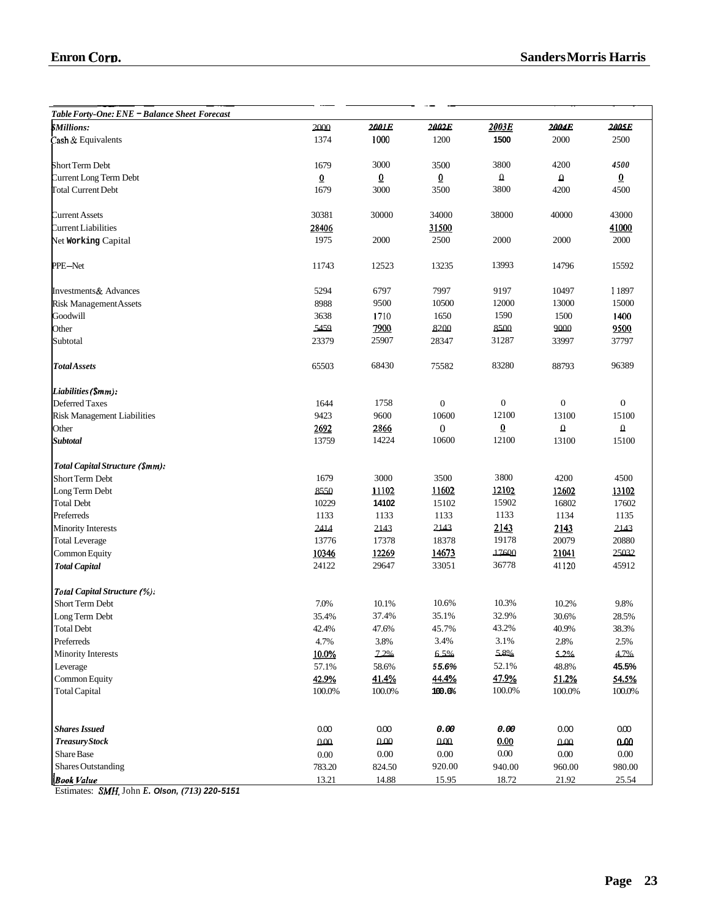| Table Forty-One: ENE – Balance Sheet Forecast | | | | | | |
|---|---|---|---|---|---|---|
| **$Millions:** | 2000 | 2001E | 2002E | 2003E | 2004E | 2005E |
| Cash & Equivalents | 1374 | 1000 | 1200 | 1500 | 2000 | 2500 |
| | | | | | | |
| Short Term Debt | 1679 | 3000 | 3500 | 3800 | 4200 | 4500 |
| Current Long Term Debt | 0 | 0 | 0 | 0 | 0 | 0 |
| Total Current Debt | 1679 | 3000 | 3500 | 3800 | 4200 | 4500 |
| | | | | | | |
| Current Assets | 30381 | 30000 | 34000 | 38000 | 40000 | 43000 |
| Current Liabilities | 28406 | | 31500 | | | 41000 |
| Net Working Capital | 1975 | 2000 | 2500 | 2000 | 2000 | 2000 |
| | | | | | | |
| PPE–Net | 11743 | 12523 | 13235 | 13993 | 14796 | 15592 |
| | | | | | | |
| Investments & Advances | 5294 | 6797 | 7997 | 9197 | 10497 | 11897 |
| Risk Management Assets | 8988 | 9500 | 10500 | 12000 | 13000 | 15000 |
| Goodwill | 3638 | 1710 | 1650 | 1590 | 1500 | 1400 |
| Other | 5459 | 7900 | 8200 | 8500 | 9000 | 9500 |
| Subtotal | 23379 | 25907 | 28347 | 31287 | 33997 | 37797 |
| | | | | | | |
| ***Total Assets*** | 65503 | 68430 | 75582 | 83280 | 88793 | 96389 |
| | | | | | | |
| ***Liabilities ($mm):*** | | | | | | |
| Deferred Taxes | 1644 | 1758 | 0 | 0 | 0 | 0 |
| Risk Management Liabilities | 9423 | 9600 | 10600 | 12100 | 13100 | 15100 |
| Other | 2692 | 2866 | 0 | 0 | 0 | 0 |
| ***Subtotal*** | 13759 | 14224 | 10600 | 12100 | 13100 | 15100 |
| | | | | | | |
| ***Total Capital Structure ($mm):*** | | | | | | |
| Short Term Debt | 1679 | 3000 | 3500 | 3800 | 4200 | 4500 |
| Long Term Debt | 8550 | 11102 | 11602 | 12102 | 12602 | 13102 |
| Total Debt | 10229 | 14102 | 15102 | 15902 | 16802 | 17602 |
| Preferreds | 1133 | 1133 | 1133 | 1133 | 1134 | 1135 |
| Minority Interests | 2414 | 2143 | 2143 | 2143 | 2143 | 2143 |
| Total Leverage | 13776 | 17378 | 18378 | 19178 | 20079 | 20880 |
| Common Equity | 10346 | 12269 | 14673 | 17600 | 21041 | 25032 |
| ***Total Capital*** | 24122 | 29647 | 33051 | 36778 | 41120 | 45912 |
| | | | | | | |
| ***Total Capital Structure (%):*** | | | | | | |
| Short Term Debt | 7.0% | 10.1% | 10.6% | 10.3% | 10.2% | 9.8% |
| Long Term Debt | 35.4% | 37.4% | 35.1% | 32.9% | 30.6% | 28.5% |
| Total Debt | 42.4% | 47.6% | 45.7% | 43.2% | 40.9% | 38.3% |
| Preferreds | 4.7% | 3.8% | 3.4% | 3.1% | 2.8% | 2.5% |
| Minority Interests | 10.0% | 7.2% | 6.5% | 5.8% | 5.2% | 4.7% |
| Leverage | 57.1% | 58.6% | 55.6% | 52.1% | 48.8% | 45.5% |
| Common Equity | 42.9% | 41.4% | 44.4% | 47.9% | 51.2% | 54.5% |
| Total Capital | 100.0% | 100.0% | 100.0% | 100.0% | 100.0% | 100.0% |
| | | | | | | |
| ***Shares Issued*** | 0.00 | 0.00 | 0.00 | 0.00 | 0.00 | 0.00 |
| ***Treasury Stock*** | 0.00 | 0.00 | 0.00 | 0.00 | 0.00 | 0.00 |
| Share Base | 0.00 | 0.00 | 0.00 | 0.00 | 0.00 | 0.00 |
| Shares Outstanding | 783.20 | 824.50 | 920.00 | 940.00 | 960.00 | 980.00 |
| ***Book Value*** | 13.21 | 14.88 | 15.95 | 18.72 | 21.92 | 25.54 |

Estimates: *SMH*, John E. Olson, (713) 220-5151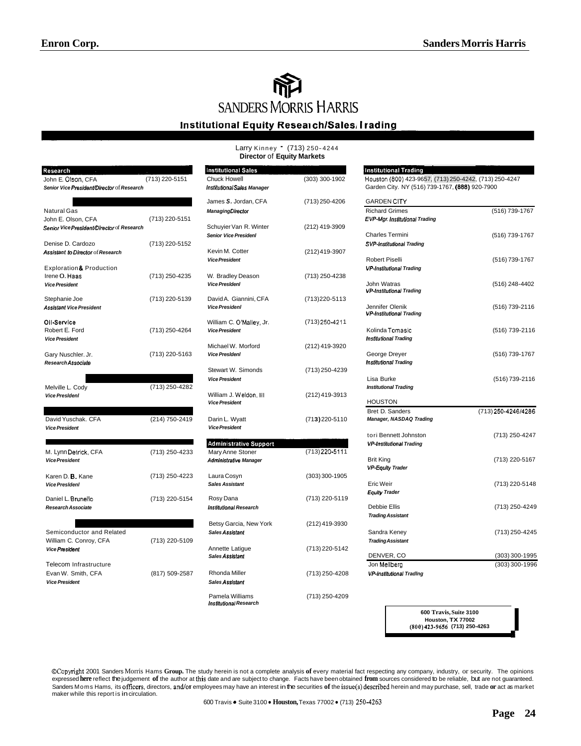# SANDERS MORRIS HARRIS

## Institutional Equity Research/Sales/Trading

Larry Kinney - (713) 250-4244
**Director of Equity Markets**

### Research

John E. Olson, CFA — (713) 220-5151
*Senior Vice President/Director of Research*

Natural Gas
John E. Olson, CFA — (713) 220-5151
*Senior Vice President/Director of Research*

Denise D. Cardozo — (713) 220-5152
*Assistant to Director of Research*

Exploration & Production
Irene O. Haas — (713) 250-4235
*Vice President*

Stephanie Joe — (713) 220-5139
*Assistant Vice President*

Oil-Service
Robert E. Ford — (713) 250-4264
*Vice President*

Gary Nuschler. Jr. — (713) 220-5163
*Research Associate*

Melville L. Cody — (713) 250-4282
*Vice President*

David Yuschak. CFA — (214) 750-2419
*Vice President*

M. Lynn Detrick, CFA — (713) 250-4233
*Vice President*

Karen D. B. Kane — (713) 250-4223
*Vice President*

Daniel L. Brunello — (713) 220-5154
*Research Associate*

Semiconductor and Related
William C. Conroy, CFA — (713) 220-5109
*Vice President*

Telecom Infrastructure
Evan W. Smith, CFA — (817) 509-2587
*Vice President*

### Institutional Sales

Chuck Howell — (303) 300-1902
*Institutional Sales Manager*

James S. Jordan, CFA — (713) 250-4206
*Managing Director*

Schuyier Van R. Winter — (212) 419-3909
*Senior Vice President*

Kevin M. Cotter — (212) 419-3907
*Vice President*

W. Bradley Deason — (713) 250-4238
*Vice President*

David A. Giannini, CFA — (713) 220-5113
*Vice President*

William C. O'Malley, Jr. — (713) 250-4211
*Vice President*

Michael W. Morford — (212) 419-3920
*Vice President*

Stewart W. Simonds — (713) 250-4239
*Vice President*

William J. Weldon, III — (212) 419-3913
*Vice President*

Darin L. Wyatt — (713) 220-5110
*Vice President*

### Administrative Support

Mary Anne Stoner — (713) 220-5111
*Administrative Manager*

Laura Cosyn — (303) 300-1905
*Sales Assistant*

Rosy Dana — (713) 220-5119
*Institutional Research*

Betsy Garcia, New York — (212) 419-3930
*Sales Assistant*

Annette Latigue — (713) 220-5142
*Sales Assistant*

Rhonda Miller — (713) 250-4208
*Sales Assistant*

Pamela Williams — (713) 250-4209
*Institutional Research*

### Institutional Trading

Houston (800) 423-9657, (713) 250-4242, (713) 250-4247
Garden City. NY (516) 739-1767, (888) 920-7900

GARDEN CITY

Richard Grimes — (516) 739-1767
*EVP-Mgr. Institutional Trading*

Charles Termini — (516) 739-1767
*SVP-Institutional Trading*

Robert Piselli — (516) 739-1767
*VP-Institutional Trading*

John Watras — (516) 248-4402
*VP-Institutional Trading*

Jennifer Olenik — (516) 739-2116
*VP-Institutional Trading*

Kolinda Tomasic — (516) 739-2116
*Institutional Trading*

George Dreyer — (516) 739-1767
*Institutional Trading*

Lisa Burke — (516) 739-2116
*Institutional Trading*

HOUSTON

Bret D. Sanders — (713) 250-4246/4286
*Manager, NASDAQ Trading*

tori Bennett Johnston — (713) 250-4247
*VP-Institutional Trading*

Brit King — (713) 220-5167
*VP-Equity Trader*

Eric Weir — (713) 220-5148
*Equity Trader*

Debbie Ellis — (713) 250-4249
*Trading Assistant*

Sandra Keney — (713) 250-4245
*Trading Assistant*

DENVER, CO — (303) 300-1995

Jon Mellberg — (303) 300-1996
*VP-Institutional Trading*

**600 Travis, Suite 3100**
**Houston, TX 77002**
**(800) 423-9656 (713) 250-4263**

©Copyright 2001 Sanders Morris Hams Group. The study herein is not a complete analysis of every material fact respecting any company, industry, or security. The opinions expressed here reflect the judgement of the author at this date and are subject to change. Facts have been obtained from sources considered to be reliable, but are not guaranteed. Sanders Moms Hams, its officers, directors, and/or employees may have an interest in the securities of the issue(s) described herein and may purchase, sell, trade or act as market maker while this report is in circulation.

600 Travis • Suite 3100 • Houston, Texas 77002 • (713) 250-4263